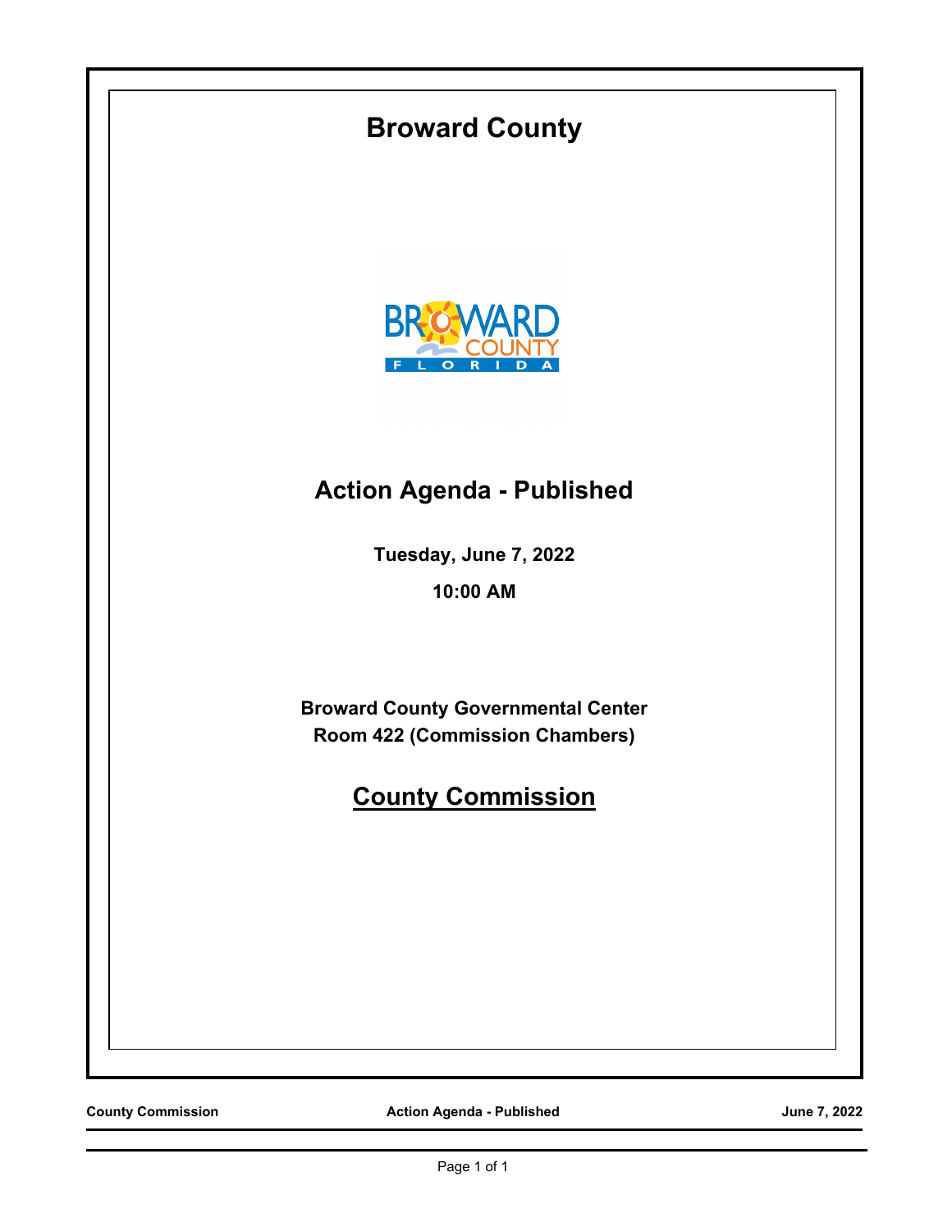# Broward County

## Action Agenda - Published

**Tuesday, June 7, 2022**

**10:00 AM**

**Broward County Governmental Center**
**Room 422 (Commission Chambers)**

## County Commission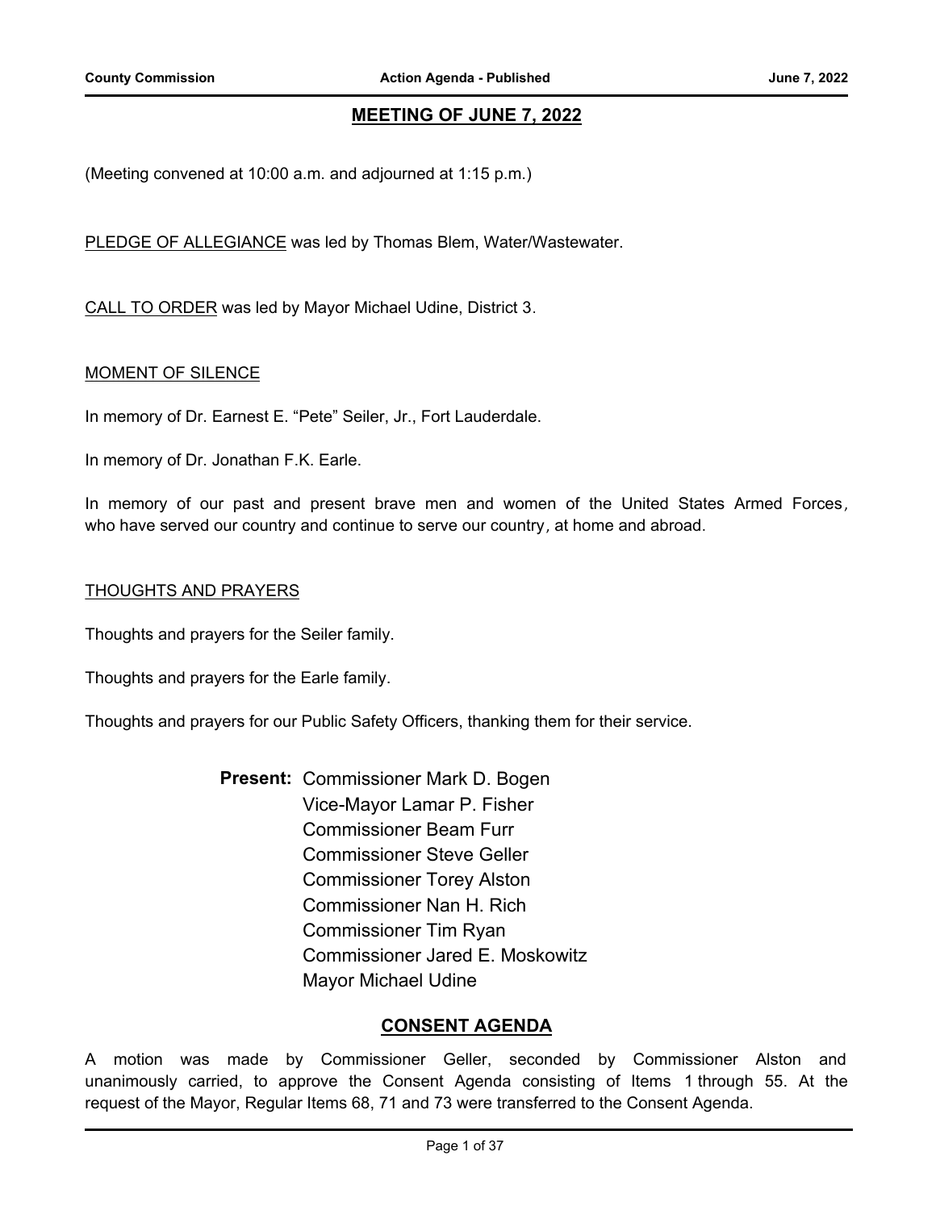## MEETING OF JUNE 7, 2022

(Meeting convened at 10:00 a.m. and adjourned at 1:15 p.m.)

PLEDGE OF ALLEGIANCE was led by Thomas Blem, Water/Wastewater.

CALL TO ORDER was led by Mayor Michael Udine, District 3.

MOMENT OF SILENCE

In memory of Dr. Earnest E. "Pete" Seiler, Jr., Fort Lauderdale.

In memory of Dr. Jonathan F.K. Earle.

In memory of our past and present brave men and women of the United States Armed Forces, who have served our country and continue to serve our country, at home and abroad.

THOUGHTS AND PRAYERS

Thoughts and prayers for the Seiler family.

Thoughts and prayers for the Earle family.

Thoughts and prayers for our Public Safety Officers, thanking them for their service.

**Present:** Commissioner Mark D. Bogen
Vice-Mayor Lamar P. Fisher
Commissioner Beam Furr
Commissioner Steve Geller
Commissioner Torey Alston
Commissioner Nan H. Rich
Commissioner Tim Ryan
Commissioner Jared E. Moskowitz
Mayor Michael Udine

## CONSENT AGENDA

A motion was made by Commissioner Geller, seconded by Commissioner Alston and unanimously carried, to approve the Consent Agenda consisting of Items 1 through 55. At the request of the Mayor, Regular Items 68, 71 and 73 were transferred to the Consent Agenda.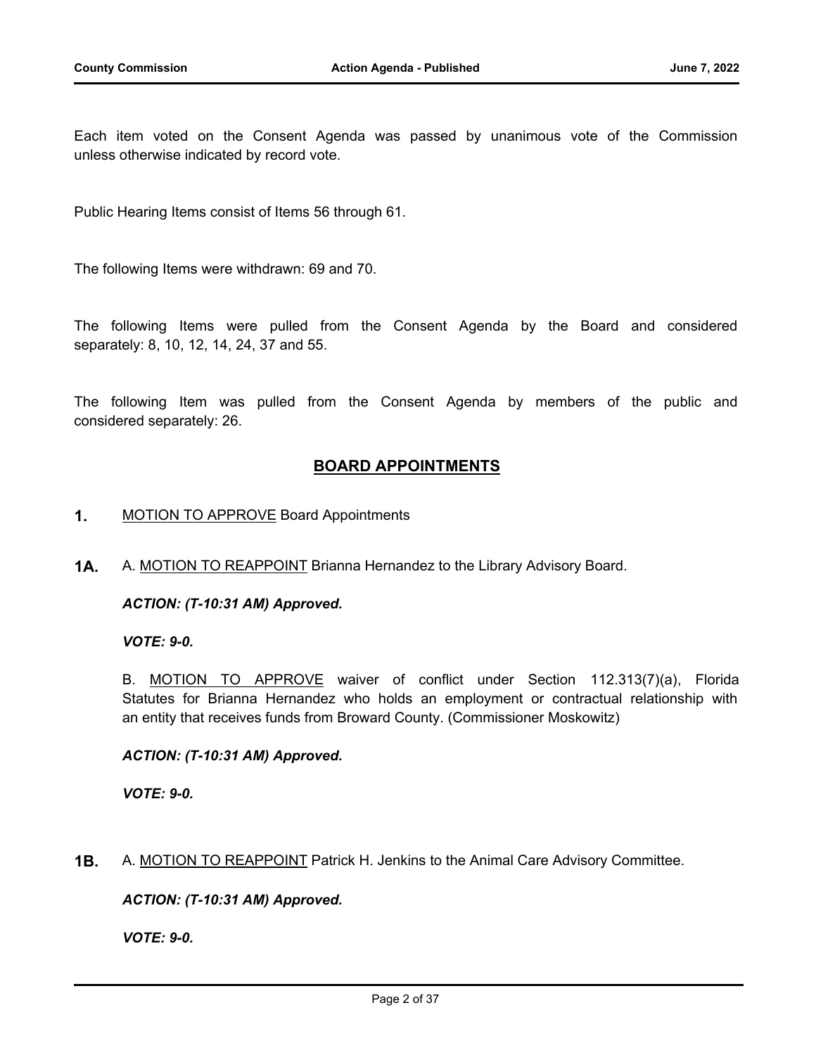Each item voted on the Consent Agenda was passed by unanimous vote of the Commission unless otherwise indicated by record vote.

Public Hearing Items consist of Items 56 through 61.

The following Items were withdrawn: 69 and 70.

The following Items were pulled from the Consent Agenda by the Board and considered separately: 8, 10, 12, 14, 24, 37 and 55.

The following Item was pulled from the Consent Agenda by members of the public and considered separately: 26.

## BOARD APPOINTMENTS

**1.** MOTION TO APPROVE Board Appointments

**1A.** A. MOTION TO REAPPOINT Brianna Hernandez to the Library Advisory Board.

***ACTION: (T-10:31 AM) Approved.***

***VOTE: 9-0.***

B. MOTION TO APPROVE waiver of conflict under Section 112.313(7)(a), Florida Statutes for Brianna Hernandez who holds an employment or contractual relationship with an entity that receives funds from Broward County. (Commissioner Moskowitz)

***ACTION: (T-10:31 AM) Approved.***

***VOTE: 9-0.***

**1B.** A. MOTION TO REAPPOINT Patrick H. Jenkins to the Animal Care Advisory Committee.

***ACTION: (T-10:31 AM) Approved.***

***VOTE: 9-0.***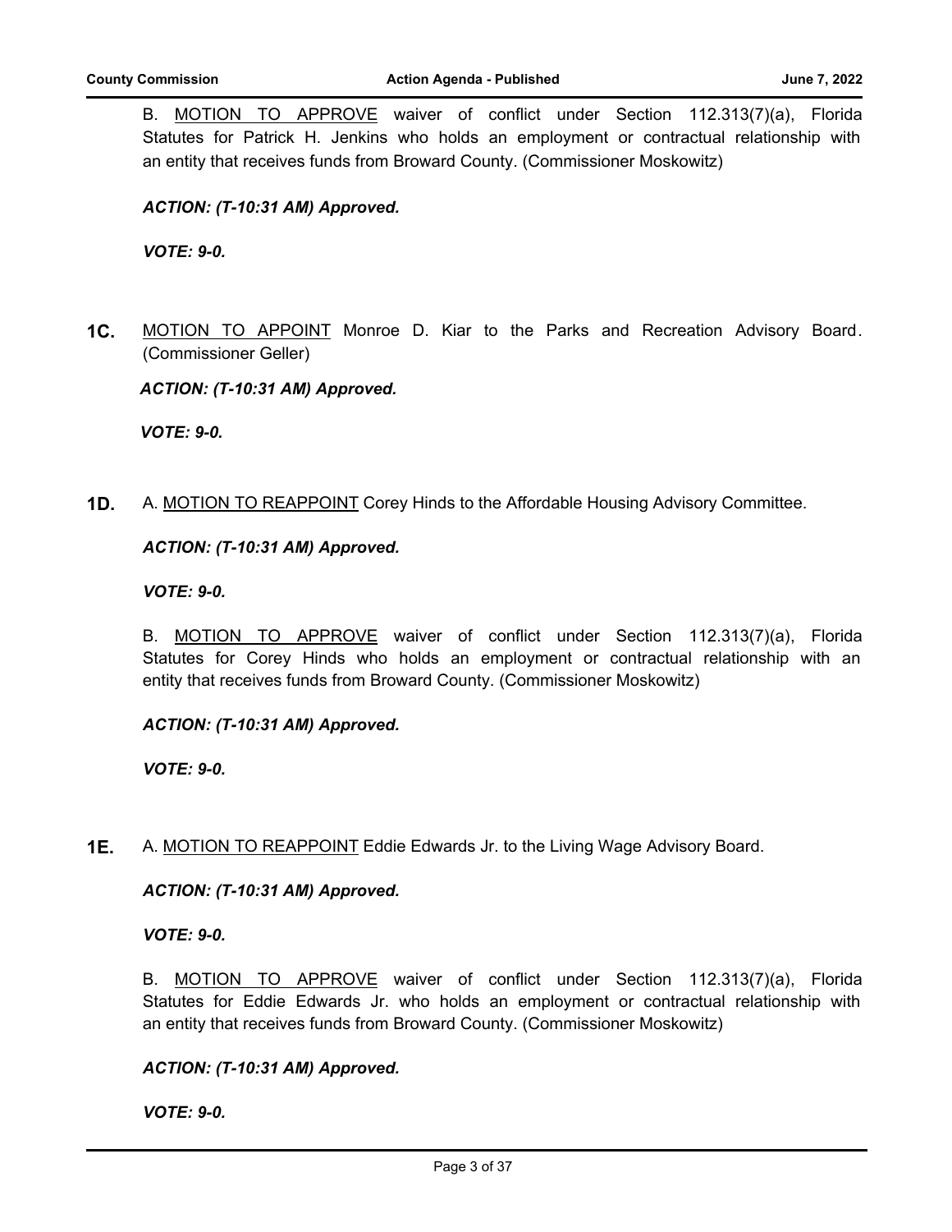B. MOTION TO APPROVE waiver of conflict under Section 112.313(7)(a), Florida Statutes for Patrick H. Jenkins who holds an employment or contractual relationship with an entity that receives funds from Broward County. (Commissioner Moskowitz)

***ACTION: (T-10:31 AM) Approved.***

***VOTE: 9-0.***

**1C.** MOTION TO APPOINT Monroe D. Kiar to the Parks and Recreation Advisory Board. (Commissioner Geller)

***ACTION: (T-10:31 AM) Approved.***

***VOTE: 9-0.***

**1D.** A. MOTION TO REAPPOINT Corey Hinds to the Affordable Housing Advisory Committee.

***ACTION: (T-10:31 AM) Approved.***

***VOTE: 9-0.***

B. MOTION TO APPROVE waiver of conflict under Section 112.313(7)(a), Florida Statutes for Corey Hinds who holds an employment or contractual relationship with an entity that receives funds from Broward County. (Commissioner Moskowitz)

***ACTION: (T-10:31 AM) Approved.***

***VOTE: 9-0.***

**1E.** A. MOTION TO REAPPOINT Eddie Edwards Jr. to the Living Wage Advisory Board.

***ACTION: (T-10:31 AM) Approved.***

***VOTE: 9-0.***

B. MOTION TO APPROVE waiver of conflict under Section 112.313(7)(a), Florida Statutes for Eddie Edwards Jr. who holds an employment or contractual relationship with an entity that receives funds from Broward County. (Commissioner Moskowitz)

***ACTION: (T-10:31 AM) Approved.***

***VOTE: 9-0.***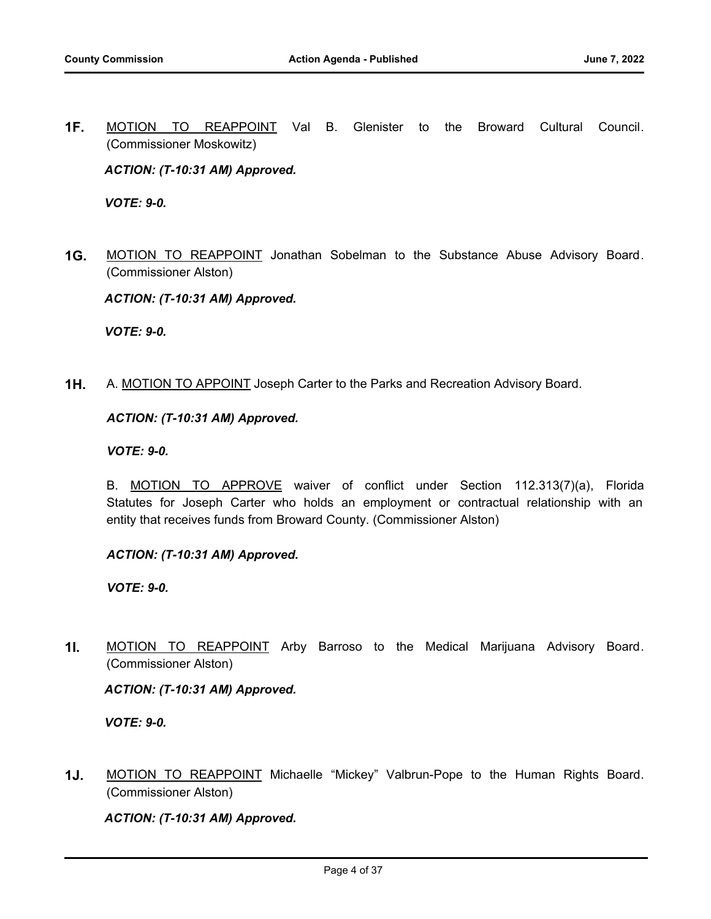**1F.** MOTION TO REAPPOINT Val B. Glenister to the Broward Cultural Council. (Commissioner Moskowitz)

***ACTION: (T-10:31 AM) Approved.***

***VOTE: 9-0.***

**1G.** MOTION TO REAPPOINT Jonathan Sobelman to the Substance Abuse Advisory Board. (Commissioner Alston)

***ACTION: (T-10:31 AM) Approved.***

***VOTE: 9-0.***

**1H.** A. MOTION TO APPOINT Joseph Carter to the Parks and Recreation Advisory Board.

***ACTION: (T-10:31 AM) Approved.***

***VOTE: 9-0.***

B. MOTION TO APPROVE waiver of conflict under Section 112.313(7)(a), Florida Statutes for Joseph Carter who holds an employment or contractual relationship with an entity that receives funds from Broward County. (Commissioner Alston)

***ACTION: (T-10:31 AM) Approved.***

***VOTE: 9-0.***

**1I.** MOTION TO REAPPOINT Arby Barroso to the Medical Marijuana Advisory Board. (Commissioner Alston)

***ACTION: (T-10:31 AM) Approved.***

***VOTE: 9-0.***

**1J.** MOTION TO REAPPOINT Michaelle "Mickey" Valbrun-Pope to the Human Rights Board. (Commissioner Alston)

***ACTION: (T-10:31 AM) Approved.***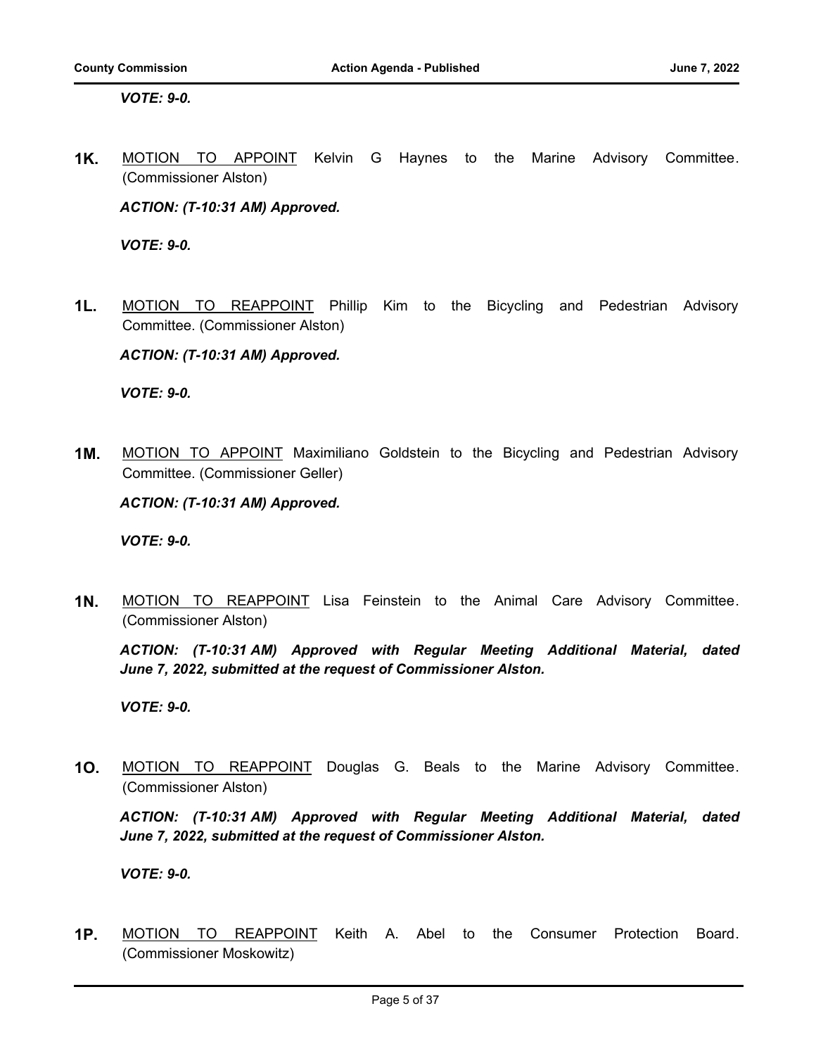***VOTE: 9-0.***

**1K.** <u>MOTION TO APPOINT</u> Kelvin G Haynes to the Marine Advisory Committee. (Commissioner Alston)

***ACTION: (T-10:31 AM) Approved.***

***VOTE: 9-0.***

**1L.** <u>MOTION TO REAPPOINT</u> Phillip Kim to the Bicycling and Pedestrian Advisory Committee. (Commissioner Alston)

***ACTION: (T-10:31 AM) Approved.***

***VOTE: 9-0.***

**1M.** <u>MOTION TO APPOINT</u> Maximiliano Goldstein to the Bicycling and Pedestrian Advisory Committee. (Commissioner Geller)

***ACTION: (T-10:31 AM) Approved.***

***VOTE: 9-0.***

**1N.** <u>MOTION TO REAPPOINT</u> Lisa Feinstein to the Animal Care Advisory Committee. (Commissioner Alston)

***ACTION: (T-10:31 AM) Approved with Regular Meeting Additional Material, dated June 7, 2022, submitted at the request of Commissioner Alston.***

***VOTE: 9-0.***

**1O.** <u>MOTION TO REAPPOINT</u> Douglas G. Beals to the Marine Advisory Committee. (Commissioner Alston)

***ACTION: (T-10:31 AM) Approved with Regular Meeting Additional Material, dated June 7, 2022, submitted at the request of Commissioner Alston.***

***VOTE: 9-0.***

**1P.** <u>MOTION TO REAPPOINT</u> Keith A. Abel to the Consumer Protection Board. (Commissioner Moskowitz)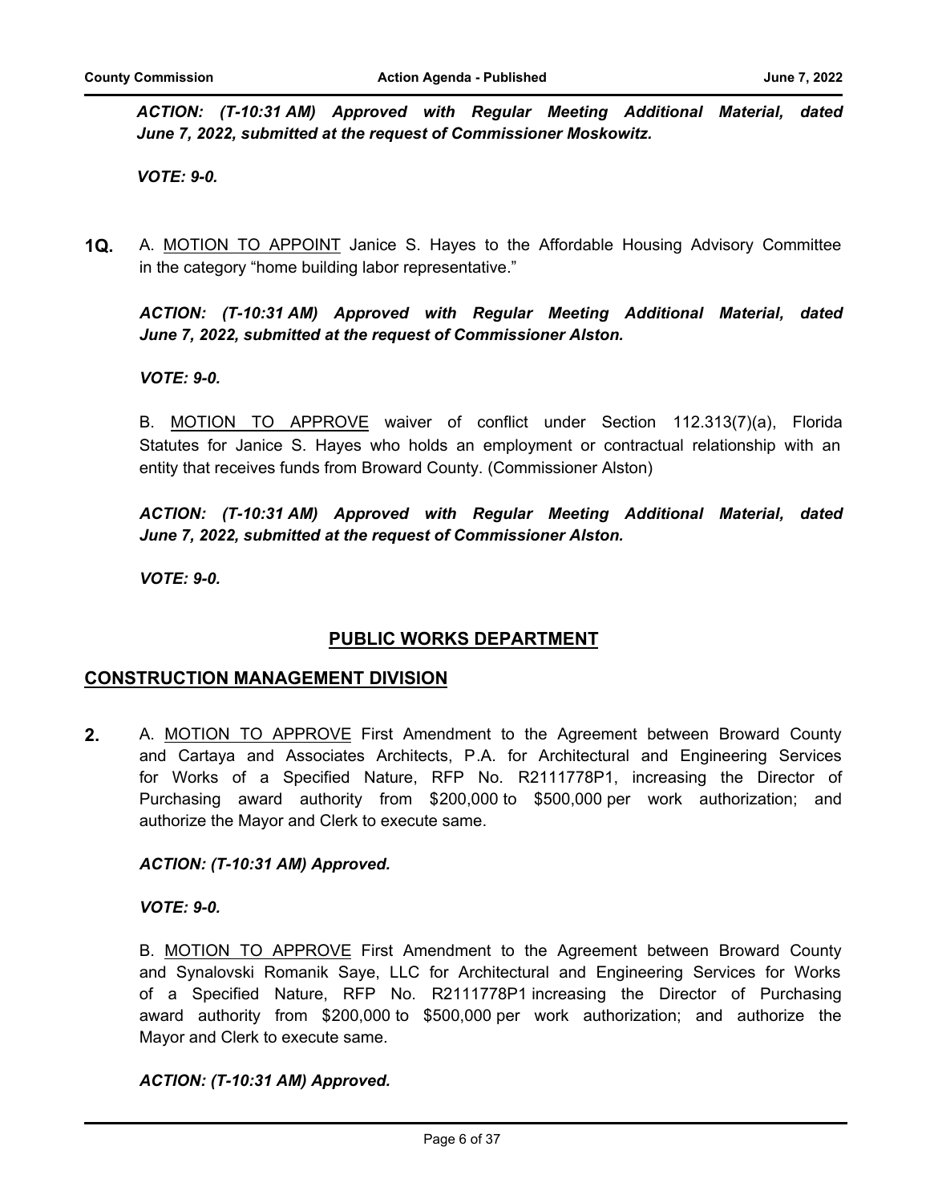***ACTION: (T-10:31 AM) Approved with Regular Meeting Additional Material, dated June 7, 2022, submitted at the request of Commissioner Moskowitz.***

***VOTE: 9-0.***

**1Q.** A. MOTION TO APPOINT Janice S. Hayes to the Affordable Housing Advisory Committee in the category "home building labor representative."

***ACTION: (T-10:31 AM) Approved with Regular Meeting Additional Material, dated June 7, 2022, submitted at the request of Commissioner Alston.***

***VOTE: 9-0.***

B. MOTION TO APPROVE waiver of conflict under Section 112.313(7)(a), Florida Statutes for Janice S. Hayes who holds an employment or contractual relationship with an entity that receives funds from Broward County. (Commissioner Alston)

***ACTION: (T-10:31 AM) Approved with Regular Meeting Additional Material, dated June 7, 2022, submitted at the request of Commissioner Alston.***

***VOTE: 9-0.***

## PUBLIC WORKS DEPARTMENT

## CONSTRUCTION MANAGEMENT DIVISION

**2.** A. MOTION TO APPROVE First Amendment to the Agreement between Broward County and Cartaya and Associates Architects, P.A. for Architectural and Engineering Services for Works of a Specified Nature, RFP No. R2111778P1, increasing the Director of Purchasing award authority from $200,000 to $500,000 per work authorization; and authorize the Mayor and Clerk to execute same.

***ACTION: (T-10:31 AM) Approved.***

***VOTE: 9-0.***

B. MOTION TO APPROVE First Amendment to the Agreement between Broward County and Synalovski Romanik Saye, LLC for Architectural and Engineering Services for Works of a Specified Nature, RFP No. R2111778P1 increasing the Director of Purchasing award authority from $200,000 to $500,000 per work authorization; and authorize the Mayor and Clerk to execute same.

***ACTION: (T-10:31 AM) Approved.***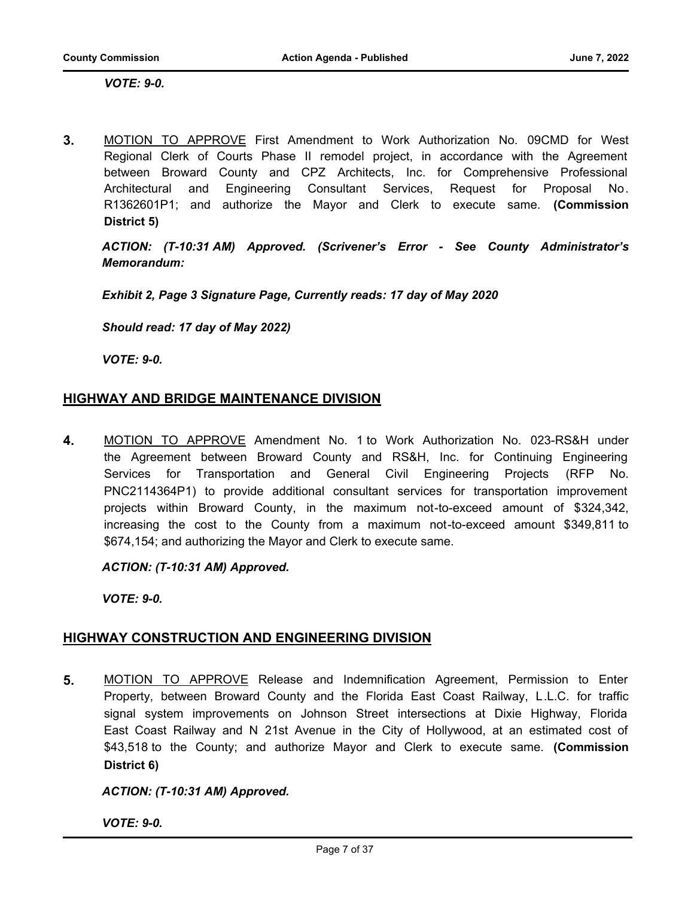*VOTE: 9-0.*

**3.** MOTION TO APPROVE First Amendment to Work Authorization No. 09CMD for West Regional Clerk of Courts Phase II remodel project, in accordance with the Agreement between Broward County and CPZ Architects, Inc. for Comprehensive Professional Architectural and Engineering Consultant Services, Request for Proposal No. R1362601P1; and authorize the Mayor and Clerk to execute same. **(Commission District 5)**

***ACTION: (T-10:31 AM) Approved. (Scrivener's Error - See County Administrator's Memorandum:***

***Exhibit 2, Page 3 Signature Page, Currently reads: 17 day of May 2020***

***Should read: 17 day of May 2022)***

***VOTE: 9-0.***

## HIGHWAY AND BRIDGE MAINTENANCE DIVISION

**4.** MOTION TO APPROVE Amendment No. 1 to Work Authorization No. 023-RS&H under the Agreement between Broward County and RS&H, Inc. for Continuing Engineering Services for Transportation and General Civil Engineering Projects (RFP No. PNC2114364P1) to provide additional consultant services for transportation improvement projects within Broward County, in the maximum not-to-exceed amount of $324,342, increasing the cost to the County from a maximum not-to-exceed amount $349,811 to $674,154; and authorizing the Mayor and Clerk to execute same.

***ACTION: (T-10:31 AM) Approved.***

***VOTE: 9-0.***

## HIGHWAY CONSTRUCTION AND ENGINEERING DIVISION

**5.** MOTION TO APPROVE Release and Indemnification Agreement, Permission to Enter Property, between Broward County and the Florida East Coast Railway, L.L.C. for traffic signal system improvements on Johnson Street intersections at Dixie Highway, Florida East Coast Railway and N 21st Avenue in the City of Hollywood, at an estimated cost of $43,518 to the County; and authorize Mayor and Clerk to execute same. **(Commission District 6)**

***ACTION: (T-10:31 AM) Approved.***

***VOTE: 9-0.***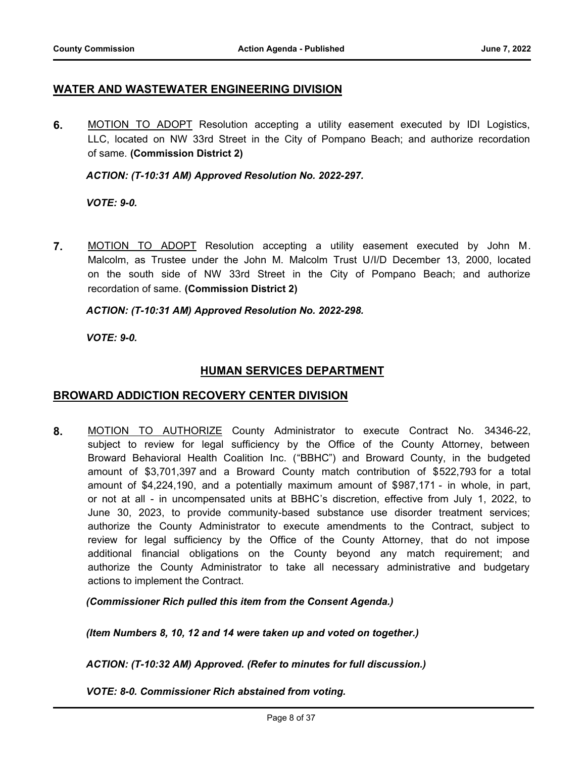## WATER AND WASTEWATER ENGINEERING DIVISION

**6.** MOTION TO ADOPT Resolution accepting a utility easement executed by IDI Logistics, LLC, located on NW 33rd Street in the City of Pompano Beach; and authorize recordation of same. **(Commission District 2)**

***ACTION: (T-10:31 AM) Approved Resolution No. 2022-297.***

***VOTE: 9-0.***

**7.** MOTION TO ADOPT Resolution accepting a utility easement executed by John M. Malcolm, as Trustee under the John M. Malcolm Trust U/I/D December 13, 2000, located on the south side of NW 33rd Street in the City of Pompano Beach; and authorize recordation of same. **(Commission District 2)**

***ACTION: (T-10:31 AM) Approved Resolution No. 2022-298.***

***VOTE: 9-0.***

## HUMAN SERVICES DEPARTMENT

## BROWARD ADDICTION RECOVERY CENTER DIVISION

**8.** MOTION TO AUTHORIZE County Administrator to execute Contract No. 34346-22, subject to review for legal sufficiency by the Office of the County Attorney, between Broward Behavioral Health Coalition Inc. ("BBHC") and Broward County, in the budgeted amount of $3,701,397 and a Broward County match contribution of $522,793 for a total amount of $4,224,190, and a potentially maximum amount of $987,171 - in whole, in part, or not at all - in uncompensated units at BBHC's discretion, effective from July 1, 2022, to June 30, 2023, to provide community-based substance use disorder treatment services; authorize the County Administrator to execute amendments to the Contract, subject to review for legal sufficiency by the Office of the County Attorney, that do not impose additional financial obligations on the County beyond any match requirement; and authorize the County Administrator to take all necessary administrative and budgetary actions to implement the Contract.

***(Commissioner Rich pulled this item from the Consent Agenda.)***

***(Item Numbers 8, 10, 12 and 14 were taken up and voted on together.)***

***ACTION: (T-10:32 AM) Approved. (Refer to minutes for full discussion.)***

***VOTE: 8-0. Commissioner Rich abstained from voting.***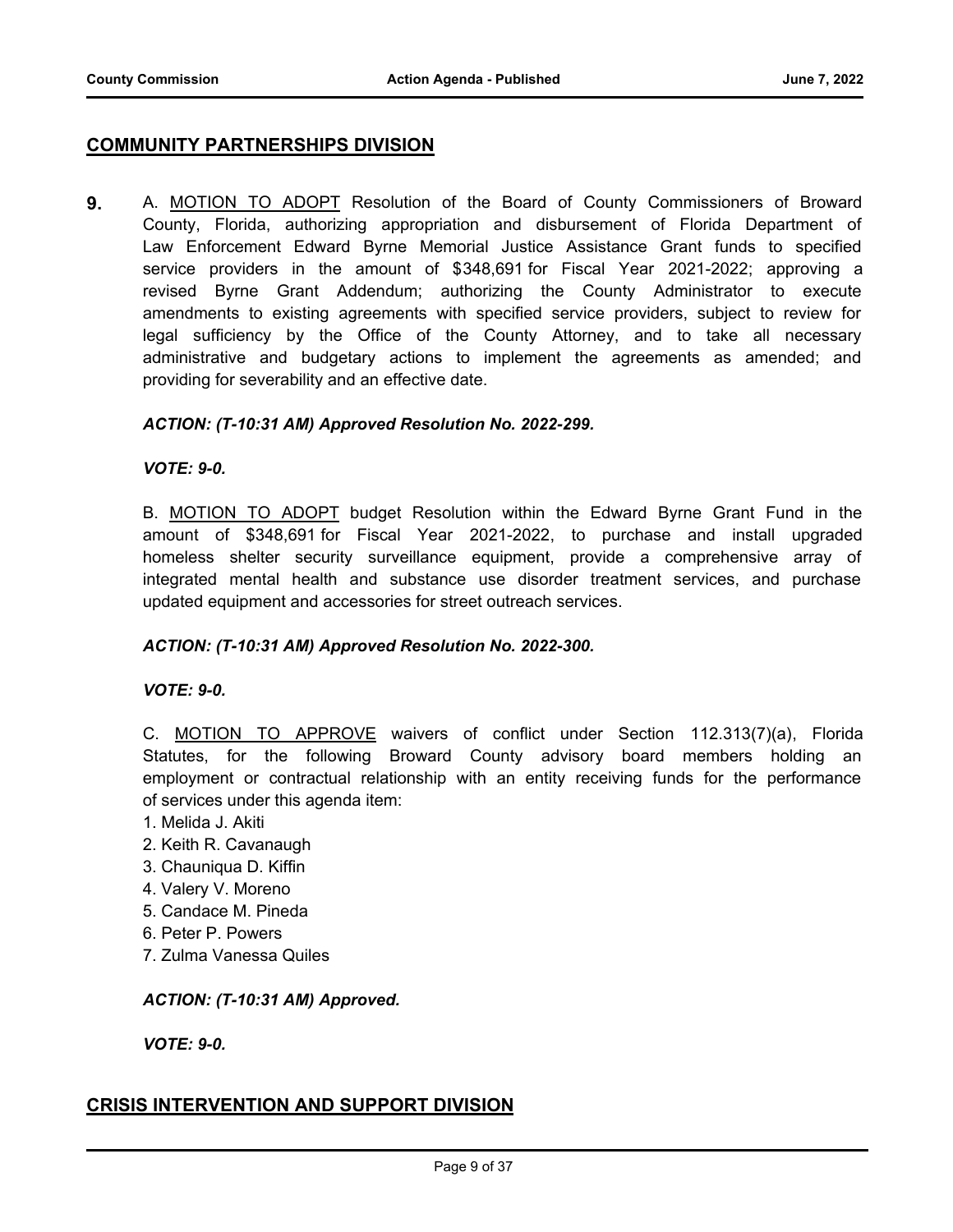## COMMUNITY PARTNERSHIPS DIVISION

**9.** A. <u>MOTION TO ADOPT</u> Resolution of the Board of County Commissioners of Broward County, Florida, authorizing appropriation and disbursement of Florida Department of Law Enforcement Edward Byrne Memorial Justice Assistance Grant funds to specified service providers in the amount of $348,691 for Fiscal Year 2021-2022; approving a revised Byrne Grant Addendum; authorizing the County Administrator to execute amendments to existing agreements with specified service providers, subject to review for legal sufficiency by the Office of the County Attorney, and to take all necessary administrative and budgetary actions to implement the agreements as amended; and providing for severability and an effective date.

***ACTION: (T-10:31 AM) Approved Resolution No. 2022-299.***

***VOTE: 9-0.***

B. <u>MOTION TO ADOPT</u> budget Resolution within the Edward Byrne Grant Fund in the amount of $348,691 for Fiscal Year 2021-2022, to purchase and install upgraded homeless shelter security surveillance equipment, provide a comprehensive array of integrated mental health and substance use disorder treatment services, and purchase updated equipment and accessories for street outreach services.

***ACTION: (T-10:31 AM) Approved Resolution No. 2022-300.***

***VOTE: 9-0.***

C. <u>MOTION TO APPROVE</u> waivers of conflict under Section 112.313(7)(a), Florida Statutes, for the following Broward County advisory board members holding an employment or contractual relationship with an entity receiving funds for the performance of services under this agenda item:

1. Melida J. Akiti
2. Keith R. Cavanaugh
3. Chauniqua D. Kiffin
4. Valery V. Moreno
5. Candace M. Pineda
6. Peter P. Powers
7. Zulma Vanessa Quiles

***ACTION: (T-10:31 AM) Approved.***

***VOTE: 9-0.***

## CRISIS INTERVENTION AND SUPPORT DIVISION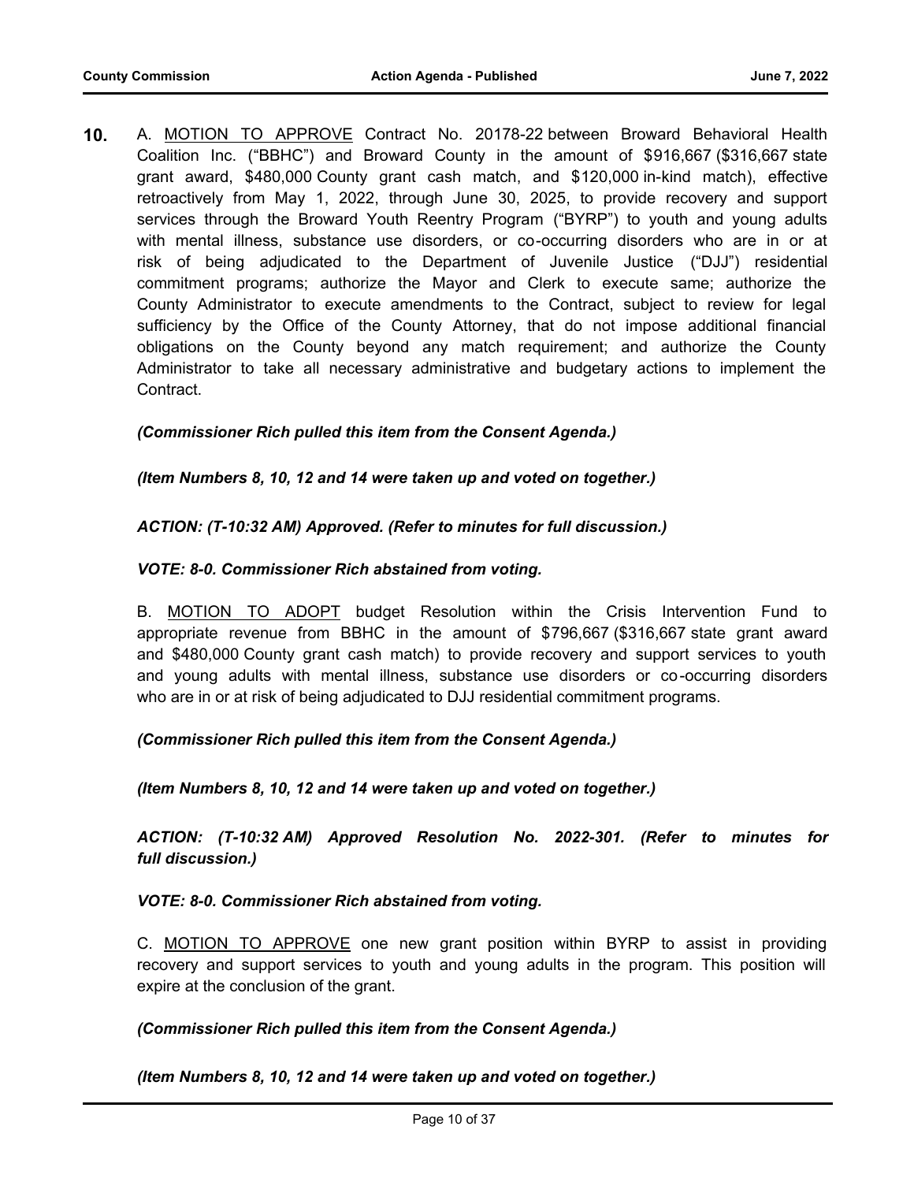**10.** A. MOTION TO APPROVE Contract No. 20178-22 between Broward Behavioral Health Coalition Inc. ("BBHC") and Broward County in the amount of $916,667 ($316,667 state grant award, $480,000 County grant cash match, and $120,000 in-kind match), effective retroactively from May 1, 2022, through June 30, 2025, to provide recovery and support services through the Broward Youth Reentry Program ("BYRP") to youth and young adults with mental illness, substance use disorders, or co-occurring disorders who are in or at risk of being adjudicated to the Department of Juvenile Justice ("DJJ") residential commitment programs; authorize the Mayor and Clerk to execute same; authorize the County Administrator to execute amendments to the Contract, subject to review for legal sufficiency by the Office of the County Attorney, that do not impose additional financial obligations on the County beyond any match requirement; and authorize the County Administrator to take all necessary administrative and budgetary actions to implement the Contract.

***(Commissioner Rich pulled this item from the Consent Agenda.)***

***(Item Numbers 8, 10, 12 and 14 were taken up and voted on together.)***

***ACTION: (T-10:32 AM) Approved. (Refer to minutes for full discussion.)***

***VOTE: 8-0. Commissioner Rich abstained from voting.***

B. MOTION TO ADOPT budget Resolution within the Crisis Intervention Fund to appropriate revenue from BBHC in the amount of $796,667 ($316,667 state grant award and $480,000 County grant cash match) to provide recovery and support services to youth and young adults with mental illness, substance use disorders or co-occurring disorders who are in or at risk of being adjudicated to DJJ residential commitment programs.

***(Commissioner Rich pulled this item from the Consent Agenda.)***

***(Item Numbers 8, 10, 12 and 14 were taken up and voted on together.)***

***ACTION: (T-10:32 AM) Approved Resolution No. 2022-301. (Refer to minutes for full discussion.)***

***VOTE: 8-0. Commissioner Rich abstained from voting.***

C. MOTION TO APPROVE one new grant position within BYRP to assist in providing recovery and support services to youth and young adults in the program. This position will expire at the conclusion of the grant.

***(Commissioner Rich pulled this item from the Consent Agenda.)***

***(Item Numbers 8, 10, 12 and 14 were taken up and voted on together.)***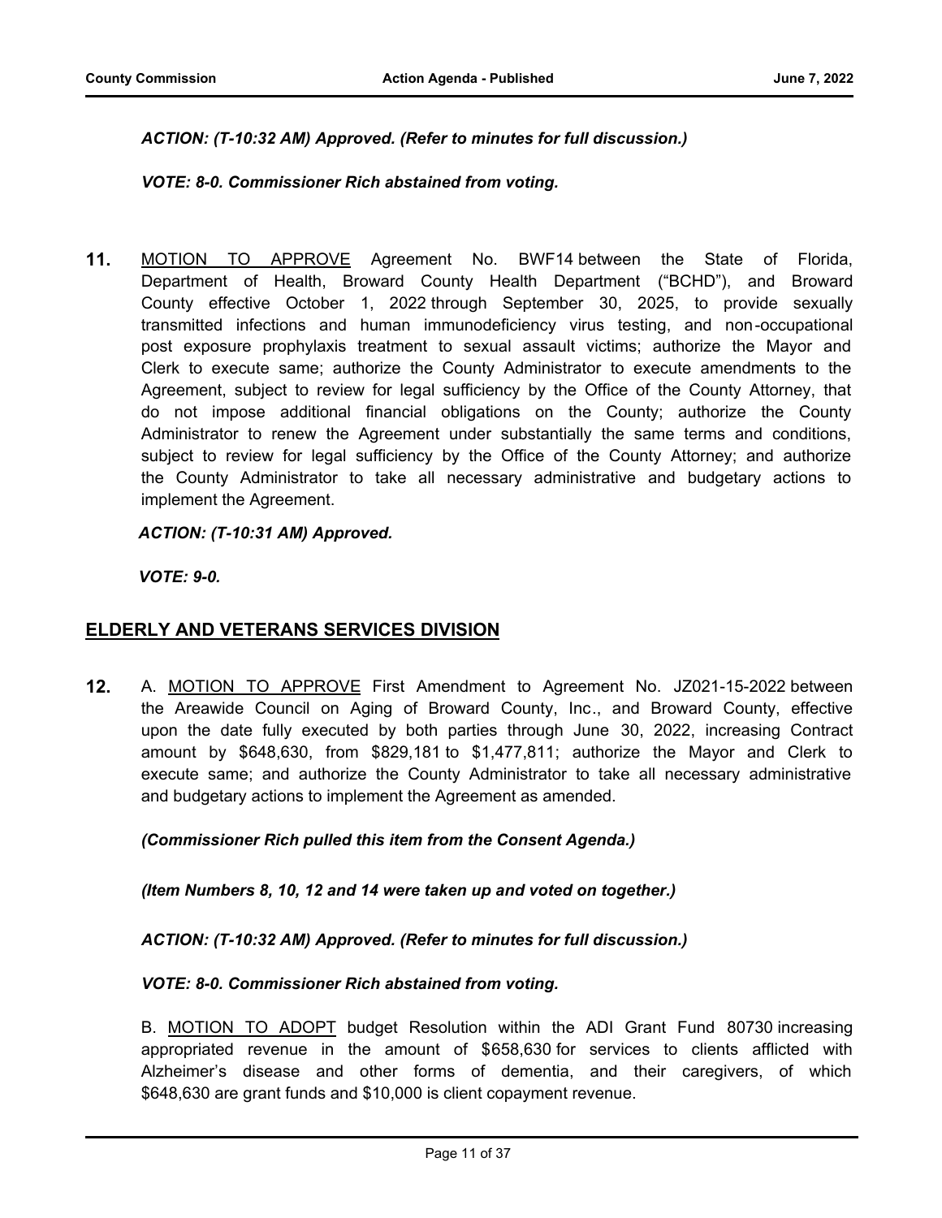*ACTION: (T-10:32 AM) Approved. (Refer to minutes for full discussion.)*

*VOTE: 8-0. Commissioner Rich abstained from voting.*

**11.** MOTION TO APPROVE Agreement No. BWF14 between the State of Florida, Department of Health, Broward County Health Department ("BCHD"), and Broward County effective October 1, 2022 through September 30, 2025, to provide sexually transmitted infections and human immunodeficiency virus testing, and non-occupational post exposure prophylaxis treatment to sexual assault victims; authorize the Mayor and Clerk to execute same; authorize the County Administrator to execute amendments to the Agreement, subject to review for legal sufficiency by the Office of the County Attorney, that do not impose additional financial obligations on the County; authorize the County Administrator to renew the Agreement under substantially the same terms and conditions, subject to review for legal sufficiency by the Office of the County Attorney; and authorize the County Administrator to take all necessary administrative and budgetary actions to implement the Agreement.

*ACTION: (T-10:31 AM) Approved.*

*VOTE: 9-0.*

## ELDERLY AND VETERANS SERVICES DIVISION

**12.** A. MOTION TO APPROVE First Amendment to Agreement No. JZ021-15-2022 between the Areawide Council on Aging of Broward County, Inc., and Broward County, effective upon the date fully executed by both parties through June 30, 2022, increasing Contract amount by $648,630, from $829,181 to $1,477,811; authorize the Mayor and Clerk to execute same; and authorize the County Administrator to take all necessary administrative and budgetary actions to implement the Agreement as amended.

*(Commissioner Rich pulled this item from the Consent Agenda.)*

*(Item Numbers 8, 10, 12 and 14 were taken up and voted on together.)*

*ACTION: (T-10:32 AM) Approved. (Refer to minutes for full discussion.)*

*VOTE: 8-0. Commissioner Rich abstained from voting.*

B. MOTION TO ADOPT budget Resolution within the ADI Grant Fund 80730 increasing appropriated revenue in the amount of $658,630 for services to clients afflicted with Alzheimer's disease and other forms of dementia, and their caregivers, of which $648,630 are grant funds and $10,000 is client copayment revenue.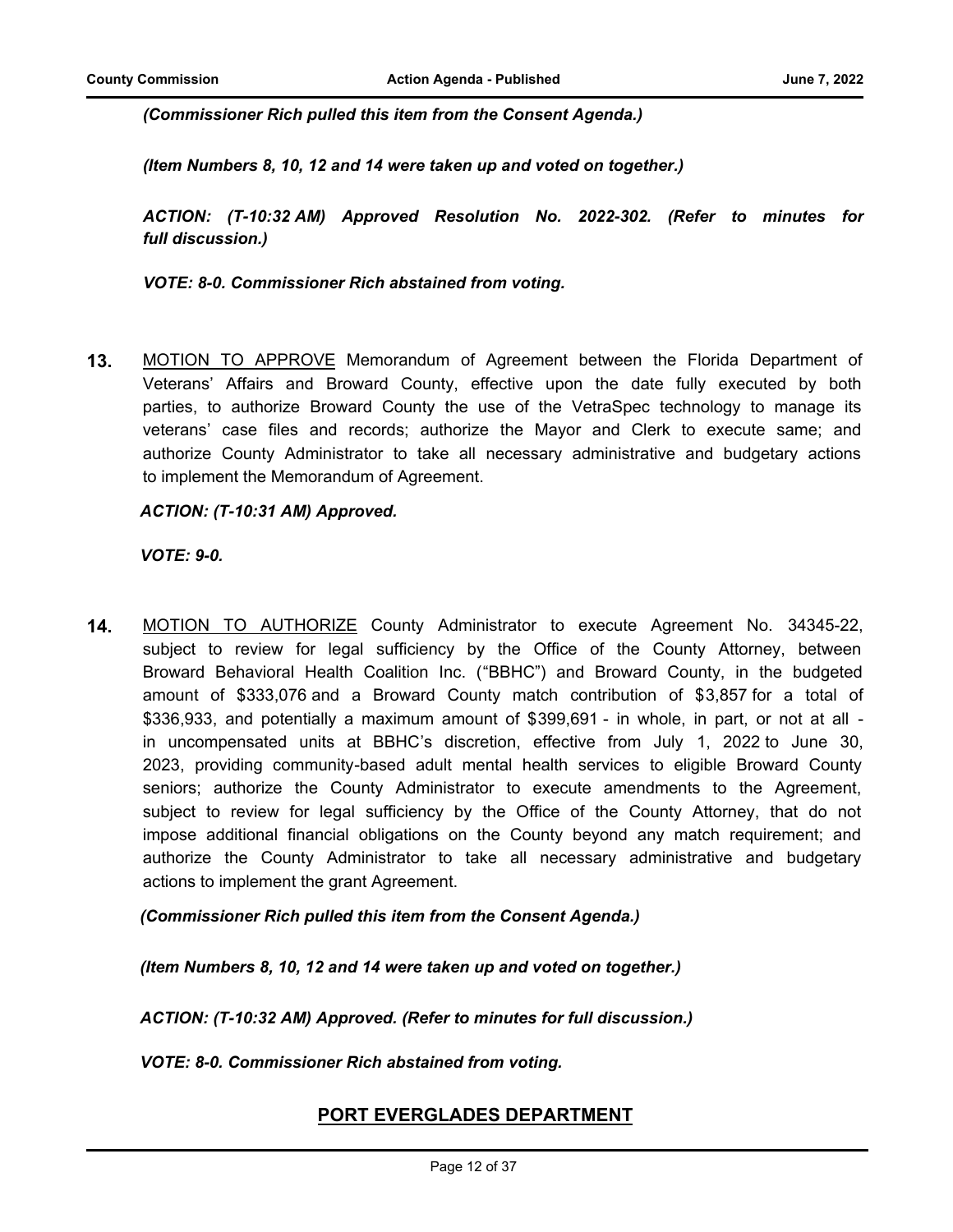*(Commissioner Rich pulled this item from the Consent Agenda.)*

*(Item Numbers 8, 10, 12 and 14 were taken up and voted on together.)*

*ACTION: (T-10:32 AM) Approved Resolution No. 2022-302. (Refer to minutes for full discussion.)*

*VOTE: 8-0. Commissioner Rich abstained from voting.*

**13.** MOTION TO APPROVE Memorandum of Agreement between the Florida Department of Veterans' Affairs and Broward County, effective upon the date fully executed by both parties, to authorize Broward County the use of the VetraSpec technology to manage its veterans' case files and records; authorize the Mayor and Clerk to execute same; and authorize County Administrator to take all necessary administrative and budgetary actions to implement the Memorandum of Agreement.

*ACTION: (T-10:31 AM) Approved.*

*VOTE: 9-0.*

**14.** MOTION TO AUTHORIZE County Administrator to execute Agreement No. 34345-22, subject to review for legal sufficiency by the Office of the County Attorney, between Broward Behavioral Health Coalition Inc. ("BBHC") and Broward County, in the budgeted amount of $333,076 and a Broward County match contribution of $3,857 for a total of $336,933, and potentially a maximum amount of $399,691 - in whole, in part, or not at all - in uncompensated units at BBHC's discretion, effective from July 1, 2022 to June 30, 2023, providing community-based adult mental health services to eligible Broward County seniors; authorize the County Administrator to execute amendments to the Agreement, subject to review for legal sufficiency by the Office of the County Attorney, that do not impose additional financial obligations on the County beyond any match requirement; and authorize the County Administrator to take all necessary administrative and budgetary actions to implement the grant Agreement.

*(Commissioner Rich pulled this item from the Consent Agenda.)*

*(Item Numbers 8, 10, 12 and 14 were taken up and voted on together.)*

*ACTION: (T-10:32 AM) Approved. (Refer to minutes for full discussion.)*

*VOTE: 8-0. Commissioner Rich abstained from voting.*

## PORT EVERGLADES DEPARTMENT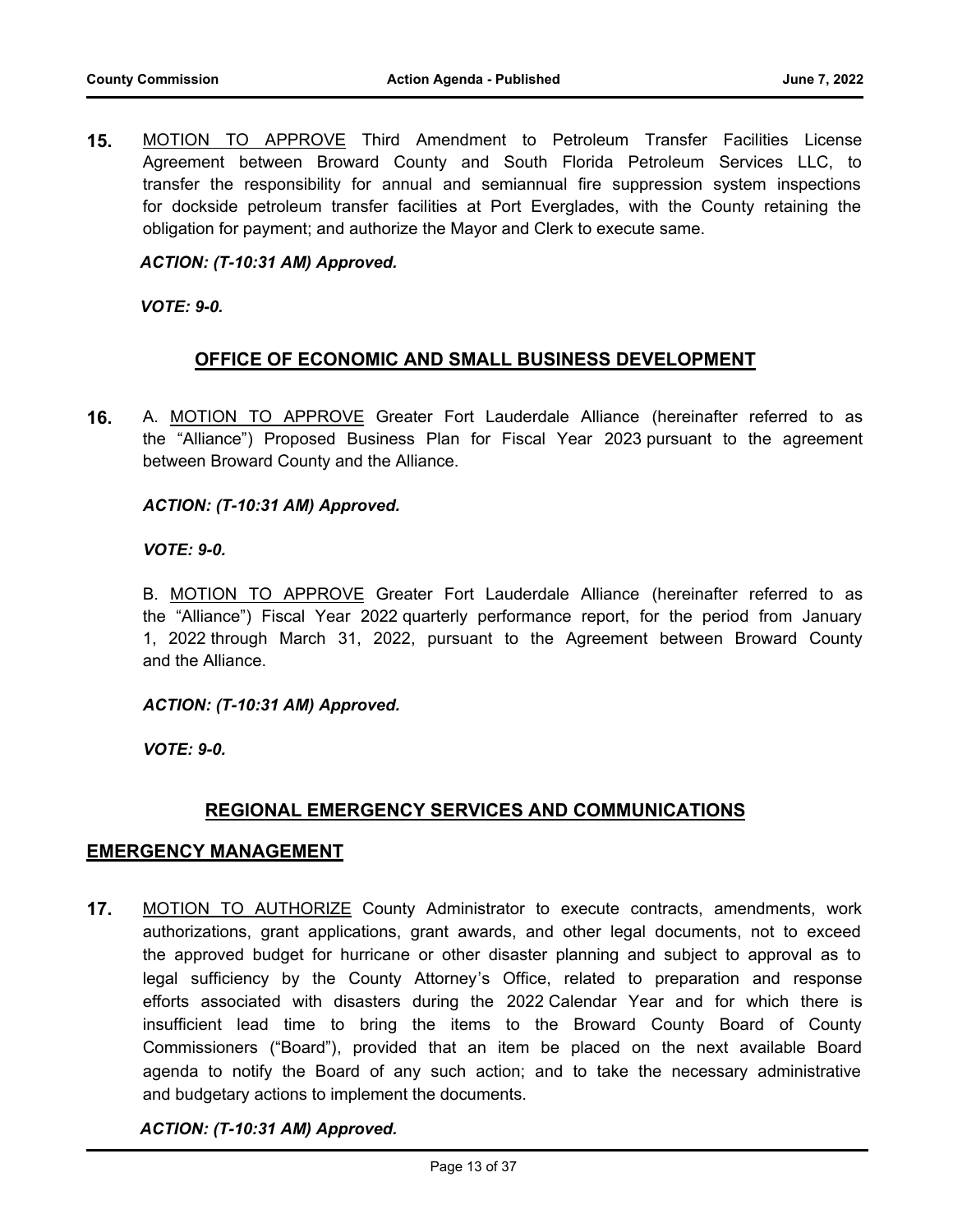**15.** MOTION TO APPROVE Third Amendment to Petroleum Transfer Facilities License Agreement between Broward County and South Florida Petroleum Services LLC, to transfer the responsibility for annual and semiannual fire suppression system inspections for dockside petroleum transfer facilities at Port Everglades, with the County retaining the obligation for payment; and authorize the Mayor and Clerk to execute same.

***ACTION: (T-10:31 AM) Approved.***

***VOTE: 9-0.***

## OFFICE OF ECONOMIC AND SMALL BUSINESS DEVELOPMENT

**16.** A. MOTION TO APPROVE Greater Fort Lauderdale Alliance (hereinafter referred to as the "Alliance") Proposed Business Plan for Fiscal Year 2023 pursuant to the agreement between Broward County and the Alliance.

***ACTION: (T-10:31 AM) Approved.***

***VOTE: 9-0.***

B. MOTION TO APPROVE Greater Fort Lauderdale Alliance (hereinafter referred to as the "Alliance") Fiscal Year 2022 quarterly performance report, for the period from January 1, 2022 through March 31, 2022, pursuant to the Agreement between Broward County and the Alliance.

***ACTION: (T-10:31 AM) Approved.***

***VOTE: 9-0.***

## REGIONAL EMERGENCY SERVICES AND COMMUNICATIONS

### EMERGENCY MANAGEMENT

**17.** MOTION TO AUTHORIZE County Administrator to execute contracts, amendments, work authorizations, grant applications, grant awards, and other legal documents, not to exceed the approved budget for hurricane or other disaster planning and subject to approval as to legal sufficiency by the County Attorney's Office, related to preparation and response efforts associated with disasters during the 2022 Calendar Year and for which there is insufficient lead time to bring the items to the Broward County Board of County Commissioners ("Board"), provided that an item be placed on the next available Board agenda to notify the Board of any such action; and to take the necessary administrative and budgetary actions to implement the documents.

***ACTION: (T-10:31 AM) Approved.***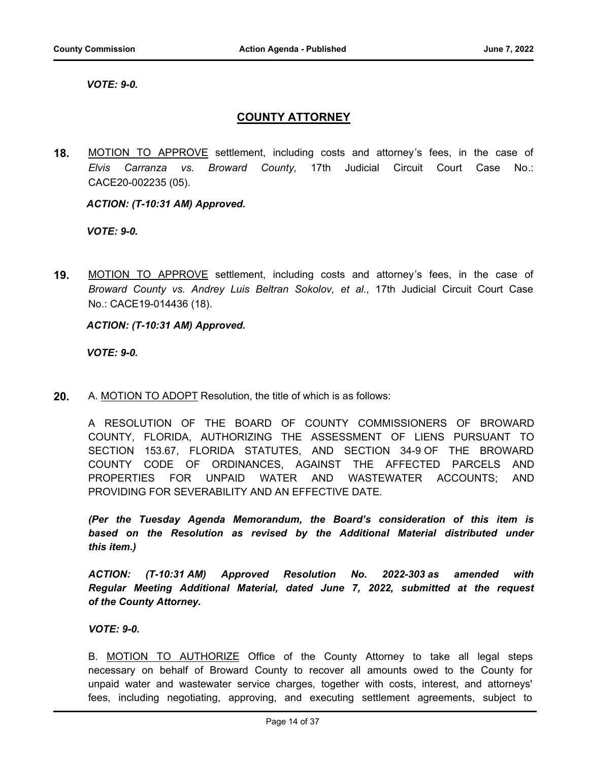***VOTE: 9-0.***

## COUNTY ATTORNEY

**18.** MOTION TO APPROVE settlement, including costs and attorney's fees, in the case of *Elvis Carranza vs. Broward County,* 17th Judicial Circuit Court Case No.: CACE20-002235 (05).

***ACTION: (T-10:31 AM) Approved.***

***VOTE: 9-0.***

**19.** MOTION TO APPROVE settlement, including costs and attorney's fees, in the case of *Broward County vs. Andrey Luis Beltran Sokolov, et al.*, 17th Judicial Circuit Court Case No.: CACE19-014436 (18).

***ACTION: (T-10:31 AM) Approved.***

***VOTE: 9-0.***

**20.** A. MOTION TO ADOPT Resolution, the title of which is as follows:

A RESOLUTION OF THE BOARD OF COUNTY COMMISSIONERS OF BROWARD COUNTY, FLORIDA, AUTHORIZING THE ASSESSMENT OF LIENS PURSUANT TO SECTION 153.67, FLORIDA STATUTES, AND SECTION 34-9 OF THE BROWARD COUNTY CODE OF ORDINANCES, AGAINST THE AFFECTED PARCELS AND PROPERTIES FOR UNPAID WATER AND WASTEWATER ACCOUNTS; AND PROVIDING FOR SEVERABILITY AND AN EFFECTIVE DATE.

***(Per the Tuesday Agenda Memorandum, the Board's consideration of this item is based on the Resolution as revised by the Additional Material distributed under this item.)***

***ACTION: (T-10:31 AM) Approved Resolution No. 2022-303 as amended with Regular Meeting Additional Material, dated June 7, 2022, submitted at the request of the County Attorney.***

***VOTE: 9-0.***

B. MOTION TO AUTHORIZE Office of the County Attorney to take all legal steps necessary on behalf of Broward County to recover all amounts owed to the County for unpaid water and wastewater service charges, together with costs, interest, and attorneys' fees, including negotiating, approving, and executing settlement agreements, subject to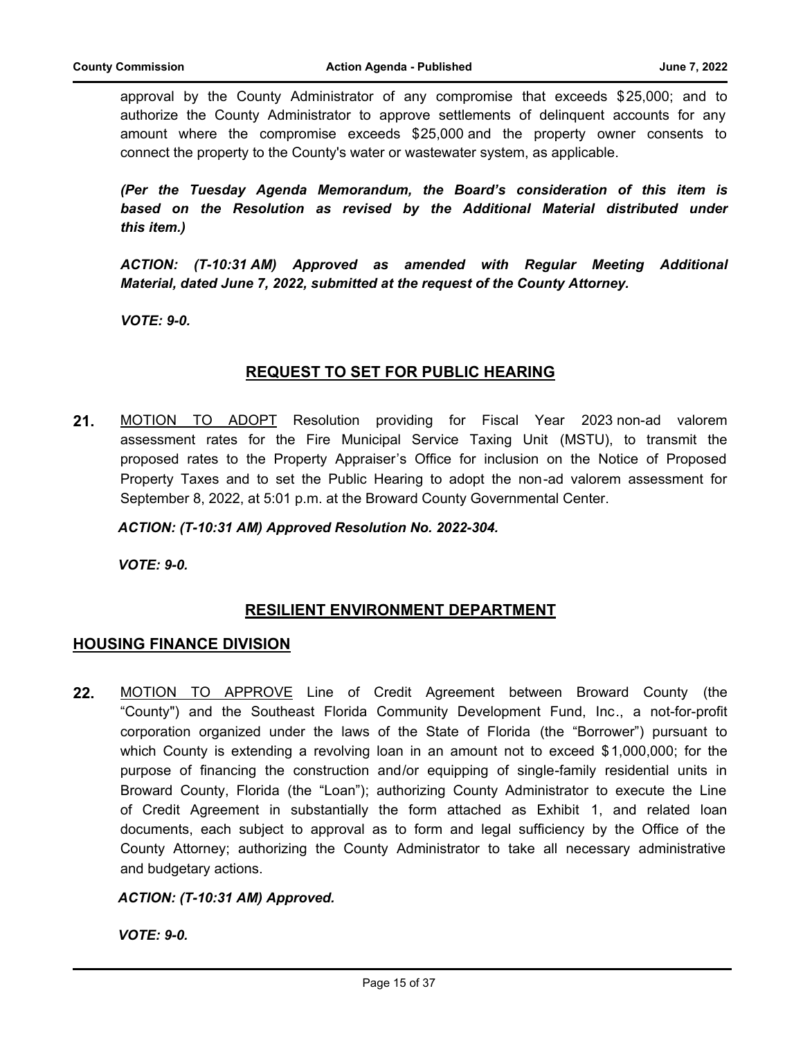approval by the County Administrator of any compromise that exceeds $25,000; and to authorize the County Administrator to approve settlements of delinquent accounts for any amount where the compromise exceeds $25,000 and the property owner consents to connect the property to the County's water or wastewater system, as applicable.

***(Per the Tuesday Agenda Memorandum, the Board's consideration of this item is based on the Resolution as revised by the Additional Material distributed under this item.)***

***ACTION: (T-10:31 AM) Approved as amended with Regular Meeting Additional Material, dated June 7, 2022, submitted at the request of the County Attorney.***

***VOTE: 9-0.***

## REQUEST TO SET FOR PUBLIC HEARING

**21.** MOTION TO ADOPT Resolution providing for Fiscal Year 2023 non-ad valorem assessment rates for the Fire Municipal Service Taxing Unit (MSTU), to transmit the proposed rates to the Property Appraiser's Office for inclusion on the Notice of Proposed Property Taxes and to set the Public Hearing to adopt the non-ad valorem assessment for September 8, 2022, at 5:01 p.m. at the Broward County Governmental Center.

***ACTION: (T-10:31 AM) Approved Resolution No. 2022-304.***

***VOTE: 9-0.***

## RESILIENT ENVIRONMENT DEPARTMENT

### HOUSING FINANCE DIVISION

**22.** MOTION TO APPROVE Line of Credit Agreement between Broward County (the "County") and the Southeast Florida Community Development Fund, Inc., a not-for-profit corporation organized under the laws of the State of Florida (the "Borrower") pursuant to which County is extending a revolving loan in an amount not to exceed $1,000,000; for the purpose of financing the construction and/or equipping of single-family residential units in Broward County, Florida (the "Loan"); authorizing County Administrator to execute the Line of Credit Agreement in substantially the form attached as Exhibit 1, and related loan documents, each subject to approval as to form and legal sufficiency by the Office of the County Attorney; authorizing the County Administrator to take all necessary administrative and budgetary actions.

***ACTION: (T-10:31 AM) Approved.***

***VOTE: 9-0.***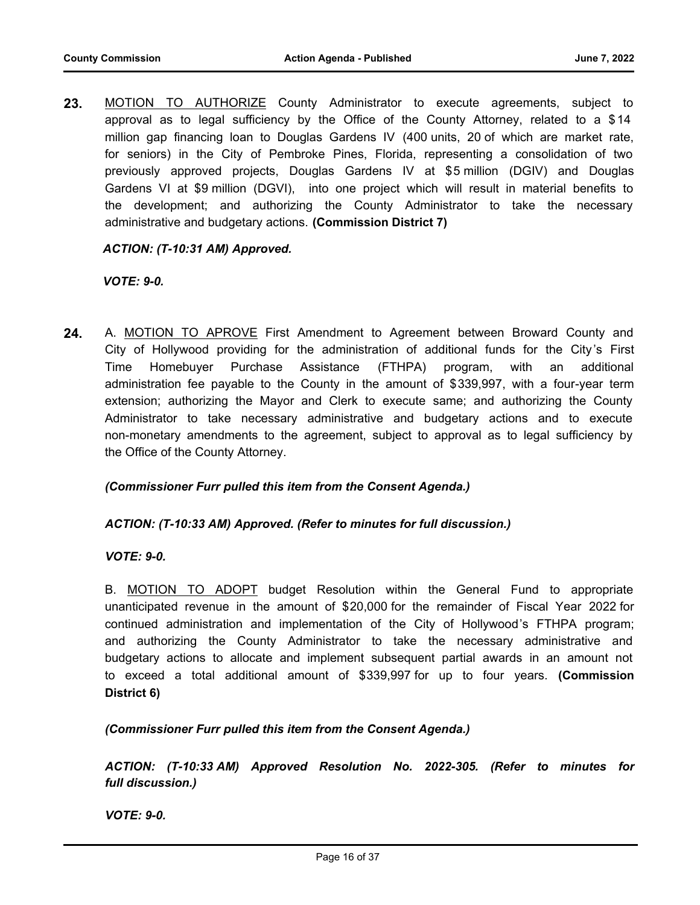**23.** MOTION TO AUTHORIZE County Administrator to execute agreements, subject to approval as to legal sufficiency by the Office of the County Attorney, related to a $14 million gap financing loan to Douglas Gardens IV (400 units, 20 of which are market rate, for seniors) in the City of Pembroke Pines, Florida, representing a consolidation of two previously approved projects, Douglas Gardens IV at $5 million (DGIV) and Douglas Gardens VI at $9 million (DGVI), into one project which will result in material benefits to the development; and authorizing the County Administrator to take the necessary administrative and budgetary actions. **(Commission District 7)**

***ACTION: (T-10:31 AM) Approved.***

***VOTE: 9-0.***

**24.** A. MOTION TO APROVE First Amendment to Agreement between Broward County and City of Hollywood providing for the administration of additional funds for the City's First Time Homebuyer Purchase Assistance (FTHPA) program, with an additional administration fee payable to the County in the amount of $339,997, with a four-year term extension; authorizing the Mayor and Clerk to execute same; and authorizing the County Administrator to take necessary administrative and budgetary actions and to execute non-monetary amendments to the agreement, subject to approval as to legal sufficiency by the Office of the County Attorney.

***(Commissioner Furr pulled this item from the Consent Agenda.)***

***ACTION: (T-10:33 AM) Approved. (Refer to minutes for full discussion.)***

***VOTE: 9-0.***

B. MOTION TO ADOPT budget Resolution within the General Fund to appropriate unanticipated revenue in the amount of $20,000 for the remainder of Fiscal Year 2022 for continued administration and implementation of the City of Hollywood's FTHPA program; and authorizing the County Administrator to take the necessary administrative and budgetary actions to allocate and implement subsequent partial awards in an amount not to exceed a total additional amount of $339,997 for up to four years. **(Commission District 6)**

***(Commissioner Furr pulled this item from the Consent Agenda.)***

***ACTION: (T-10:33 AM) Approved Resolution No. 2022-305. (Refer to minutes for full discussion.)***

***VOTE: 9-0.***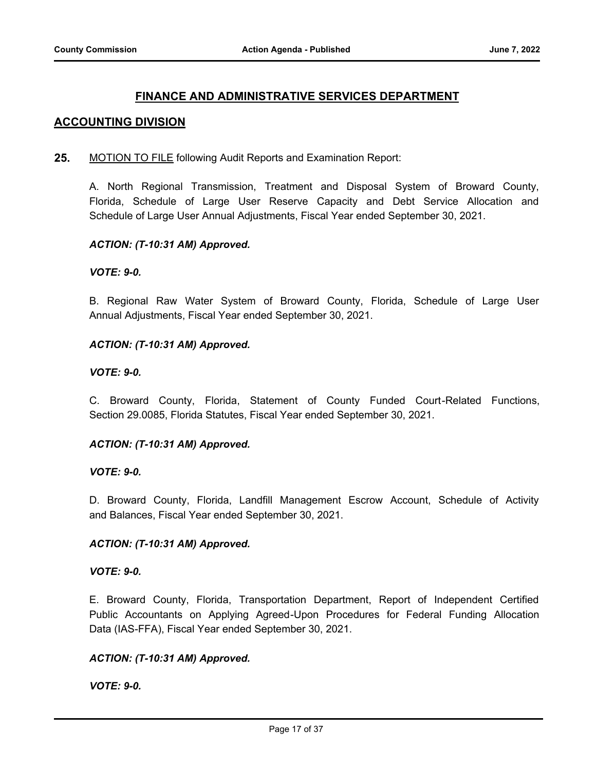## FINANCE AND ADMINISTRATIVE SERVICES DEPARTMENT

### ACCOUNTING DIVISION

**25.** MOTION TO FILE following Audit Reports and Examination Report:

A. North Regional Transmission, Treatment and Disposal System of Broward County, Florida, Schedule of Large User Reserve Capacity and Debt Service Allocation and Schedule of Large User Annual Adjustments, Fiscal Year ended September 30, 2021.

***ACTION: (T-10:31 AM) Approved.***

***VOTE: 9-0.***

B. Regional Raw Water System of Broward County, Florida, Schedule of Large User Annual Adjustments, Fiscal Year ended September 30, 2021.

***ACTION: (T-10:31 AM) Approved.***

***VOTE: 9-0.***

C. Broward County, Florida, Statement of County Funded Court-Related Functions, Section 29.0085, Florida Statutes, Fiscal Year ended September 30, 2021.

***ACTION: (T-10:31 AM) Approved.***

***VOTE: 9-0.***

D. Broward County, Florida, Landfill Management Escrow Account, Schedule of Activity and Balances, Fiscal Year ended September 30, 2021.

***ACTION: (T-10:31 AM) Approved.***

***VOTE: 9-0.***

E. Broward County, Florida, Transportation Department, Report of Independent Certified Public Accountants on Applying Agreed-Upon Procedures for Federal Funding Allocation Data (IAS-FFA), Fiscal Year ended September 30, 2021.

***ACTION: (T-10:31 AM) Approved.***

***VOTE: 9-0.***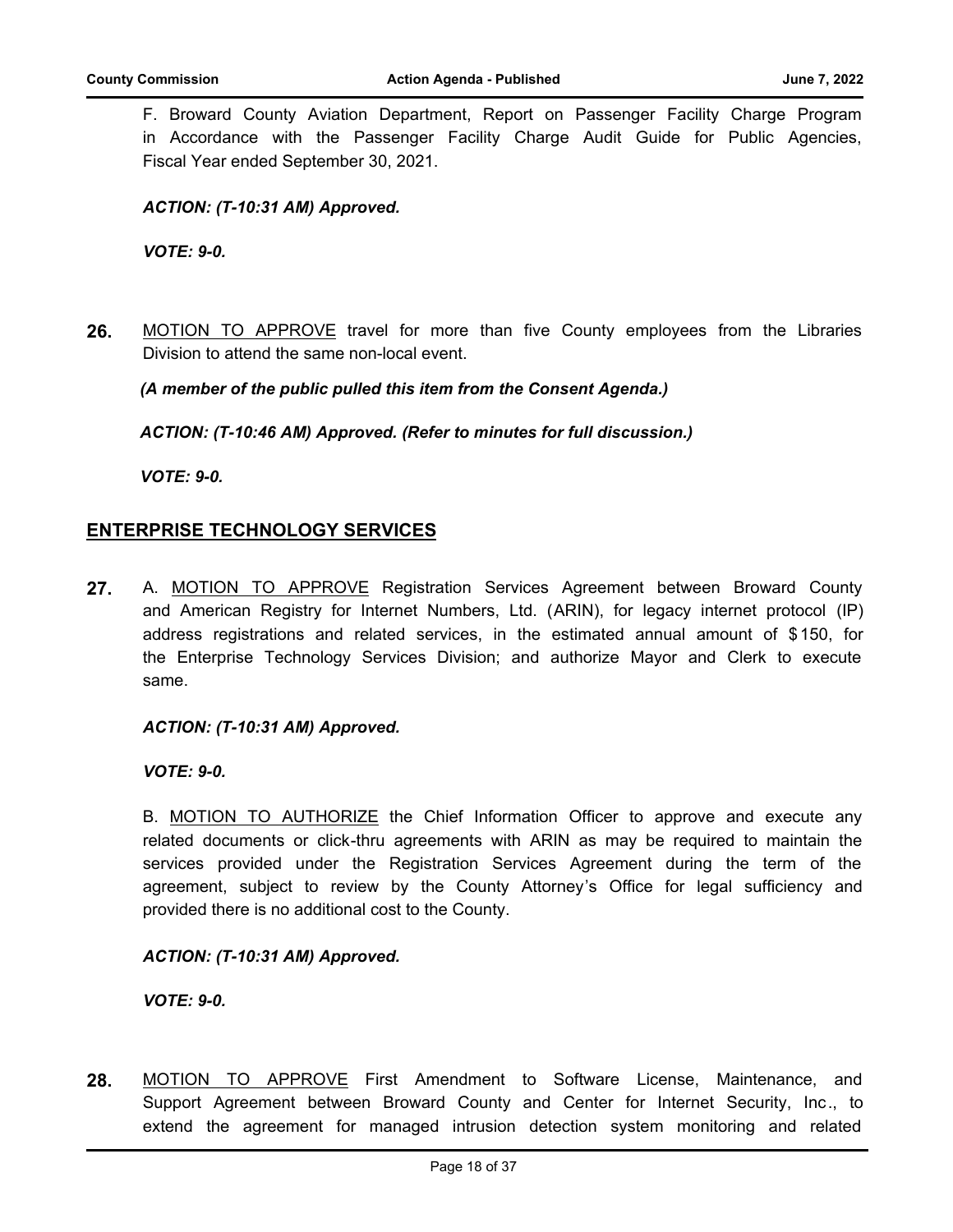F. Broward County Aviation Department, Report on Passenger Facility Charge Program in Accordance with the Passenger Facility Charge Audit Guide for Public Agencies, Fiscal Year ended September 30, 2021.

***ACTION: (T-10:31 AM) Approved.***

***VOTE: 9-0.***

**26.** MOTION TO APPROVE travel for more than five County employees from the Libraries Division to attend the same non-local event.

***(A member of the public pulled this item from the Consent Agenda.)***

***ACTION: (T-10:46 AM) Approved. (Refer to minutes for full discussion.)***

***VOTE: 9-0.***

## ENTERPRISE TECHNOLOGY SERVICES

**27.** A. MOTION TO APPROVE Registration Services Agreement between Broward County and American Registry for Internet Numbers, Ltd. (ARIN), for legacy internet protocol (IP) address registrations and related services, in the estimated annual amount of $150, for the Enterprise Technology Services Division; and authorize Mayor and Clerk to execute same.

***ACTION: (T-10:31 AM) Approved.***

***VOTE: 9-0.***

B. MOTION TO AUTHORIZE the Chief Information Officer to approve and execute any related documents or click-thru agreements with ARIN as may be required to maintain the services provided under the Registration Services Agreement during the term of the agreement, subject to review by the County Attorney's Office for legal sufficiency and provided there is no additional cost to the County.

***ACTION: (T-10:31 AM) Approved.***

***VOTE: 9-0.***

**28.** MOTION TO APPROVE First Amendment to Software License, Maintenance, and Support Agreement between Broward County and Center for Internet Security, Inc., to extend the agreement for managed intrusion detection system monitoring and related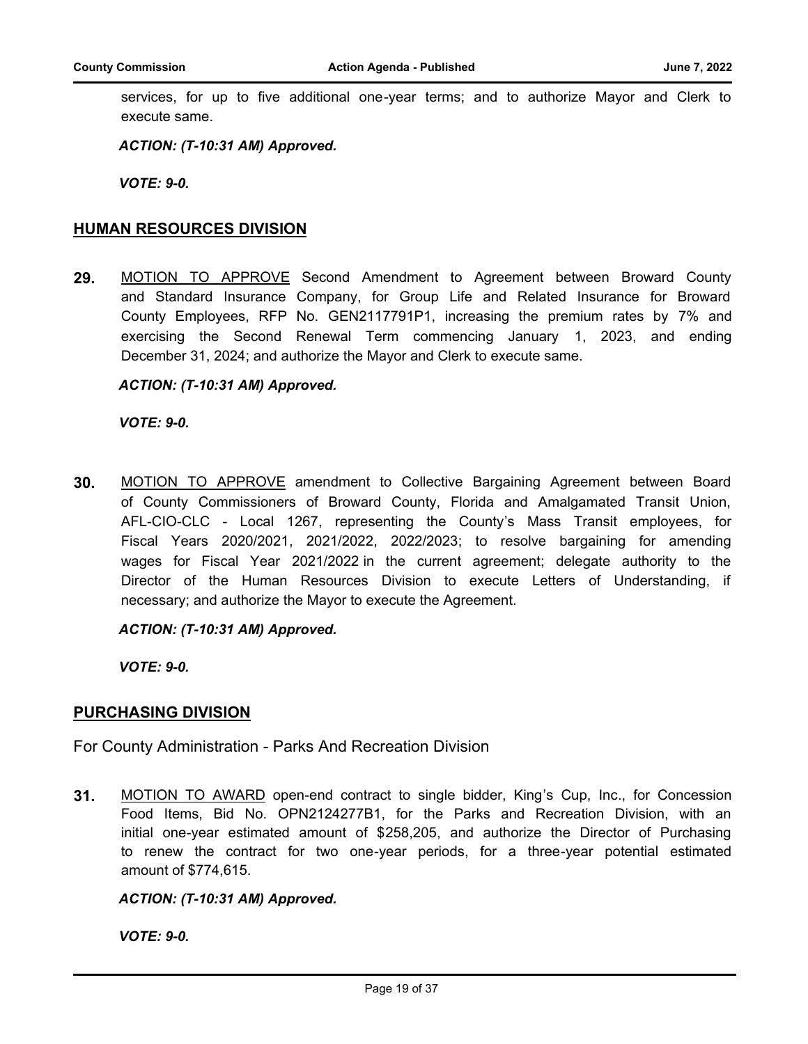services, for up to five additional one-year terms; and to authorize Mayor and Clerk to execute same.

***ACTION: (T-10:31 AM) Approved.***

***VOTE: 9-0.***

## HUMAN RESOURCES DIVISION

**29.** MOTION TO APPROVE Second Amendment to Agreement between Broward County and Standard Insurance Company, for Group Life and Related Insurance for Broward County Employees, RFP No. GEN2117791P1, increasing the premium rates by 7% and exercising the Second Renewal Term commencing January 1, 2023, and ending December 31, 2024; and authorize the Mayor and Clerk to execute same.

***ACTION: (T-10:31 AM) Approved.***

***VOTE: 9-0.***

**30.** MOTION TO APPROVE amendment to Collective Bargaining Agreement between Board of County Commissioners of Broward County, Florida and Amalgamated Transit Union, AFL-CIO-CLC - Local 1267, representing the County's Mass Transit employees, for Fiscal Years 2020/2021, 2021/2022, 2022/2023; to resolve bargaining for amending wages for Fiscal Year 2021/2022 in the current agreement; delegate authority to the Director of the Human Resources Division to execute Letters of Understanding, if necessary; and authorize the Mayor to execute the Agreement.

***ACTION: (T-10:31 AM) Approved.***

***VOTE: 9-0.***

## PURCHASING DIVISION

For County Administration - Parks And Recreation Division

**31.** MOTION TO AWARD open-end contract to single bidder, King's Cup, Inc., for Concession Food Items, Bid No. OPN2124277B1, for the Parks and Recreation Division, with an initial one-year estimated amount of $258,205, and authorize the Director of Purchasing to renew the contract for two one-year periods, for a three-year potential estimated amount of $774,615.

***ACTION: (T-10:31 AM) Approved.***

***VOTE: 9-0.***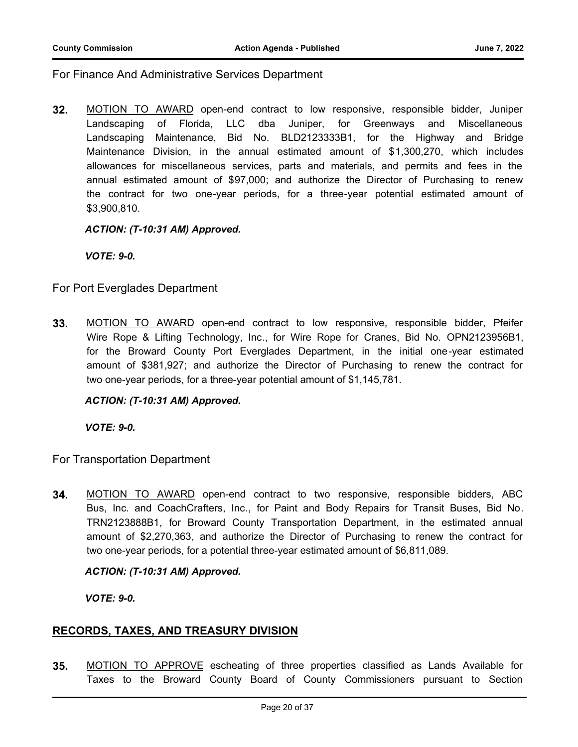For Finance And Administrative Services Department

**32.** <u>MOTION TO AWARD</u> open-end contract to low responsive, responsible bidder, Juniper Landscaping of Florida, LLC dba Juniper, for Greenways and Miscellaneous Landscaping Maintenance, Bid No. BLD2123333B1, for the Highway and Bridge Maintenance Division, in the annual estimated amount of $1,300,270, which includes allowances for miscellaneous services, parts and materials, and permits and fees in the annual estimated amount of $97,000; and authorize the Director of Purchasing to renew the contract for two one-year periods, for a three-year potential estimated amount of $3,900,810.

***ACTION: (T-10:31 AM) Approved.***

***VOTE: 9-0.***

For Port Everglades Department

**33.** <u>MOTION TO AWARD</u> open-end contract to low responsive, responsible bidder, Pfeifer Wire Rope & Lifting Technology, Inc., for Wire Rope for Cranes, Bid No. OPN2123956B1, for the Broward County Port Everglades Department, in the initial one-year estimated amount of $381,927; and authorize the Director of Purchasing to renew the contract for two one-year periods, for a three-year potential amount of $1,145,781.

***ACTION: (T-10:31 AM) Approved.***

***VOTE: 9-0.***

For Transportation Department

**34.** <u>MOTION TO AWARD</u> open-end contract to two responsive, responsible bidders, ABC Bus, Inc. and CoachCrafters, Inc., for Paint and Body Repairs for Transit Buses, Bid No. TRN2123888B1, for Broward County Transportation Department, in the estimated annual amount of $2,270,363, and authorize the Director of Purchasing to renew the contract for two one-year periods, for a potential three-year estimated amount of $6,811,089.

***ACTION: (T-10:31 AM) Approved.***

***VOTE: 9-0.***

## <u>RECORDS, TAXES, AND TREASURY DIVISION</u>

**35.** <u>MOTION TO APPROVE</u> escheating of three properties classified as Lands Available for Taxes to the Broward County Board of County Commissioners pursuant to Section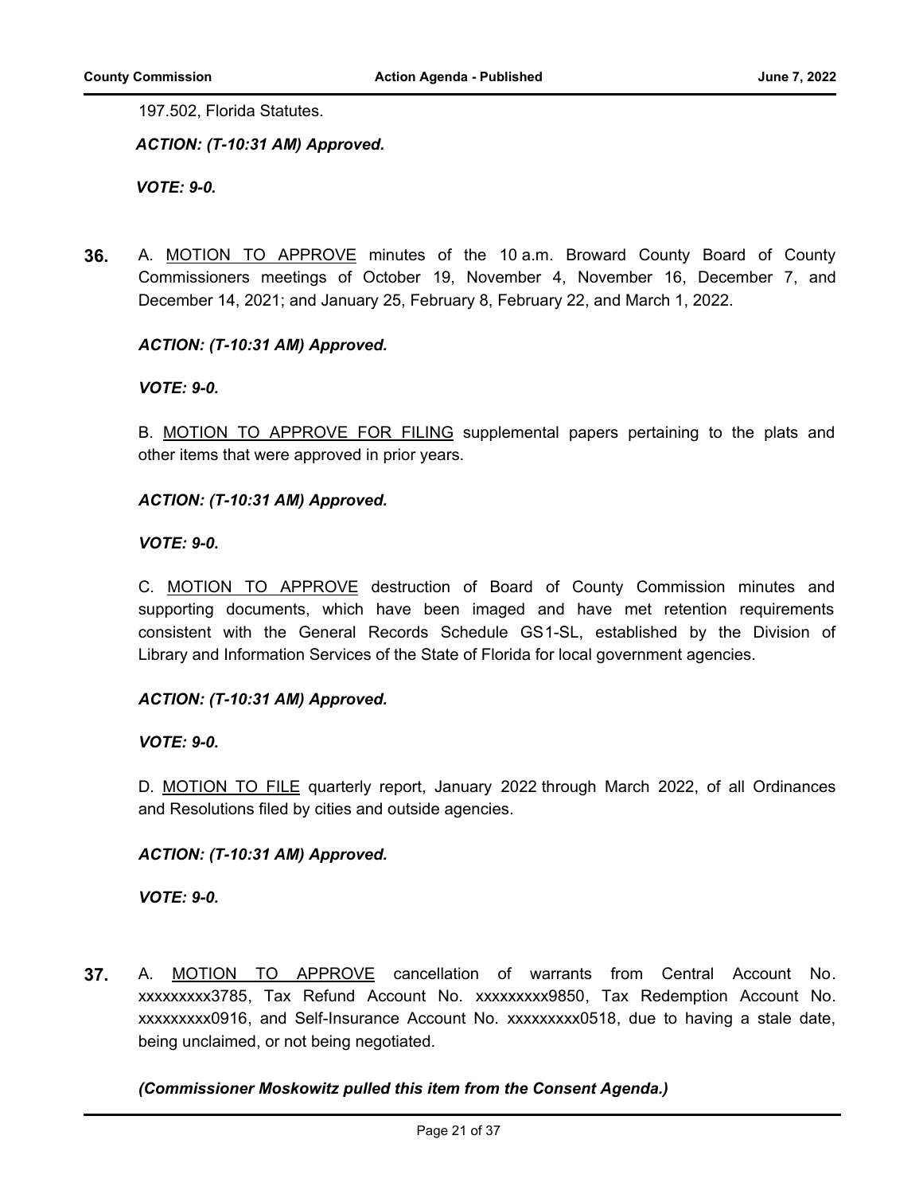197.502, Florida Statutes.

***ACTION: (T-10:31 AM) Approved.***

***VOTE: 9-0.***

**36.** A. MOTION TO APPROVE minutes of the 10 a.m. Broward County Board of County Commissioners meetings of October 19, November 4, November 16, December 7, and December 14, 2021; and January 25, February 8, February 22, and March 1, 2022.

***ACTION: (T-10:31 AM) Approved.***

***VOTE: 9-0.***

B. MOTION TO APPROVE FOR FILING supplemental papers pertaining to the plats and other items that were approved in prior years.

***ACTION: (T-10:31 AM) Approved.***

***VOTE: 9-0.***

C. MOTION TO APPROVE destruction of Board of County Commission minutes and supporting documents, which have been imaged and have met retention requirements consistent with the General Records Schedule GS1-SL, established by the Division of Library and Information Services of the State of Florida for local government agencies.

***ACTION: (T-10:31 AM) Approved.***

***VOTE: 9-0.***

D. MOTION TO FILE quarterly report, January 2022 through March 2022, of all Ordinances and Resolutions filed by cities and outside agencies.

***ACTION: (T-10:31 AM) Approved.***

***VOTE: 9-0.***

**37.** A. MOTION TO APPROVE cancellation of warrants from Central Account No. xxxxxxxxx3785, Tax Refund Account No. xxxxxxxxx9850, Tax Redemption Account No. xxxxxxxxx0916, and Self-Insurance Account No. xxxxxxxxx0518, due to having a stale date, being unclaimed, or not being negotiated.

***(Commissioner Moskowitz pulled this item from the Consent Agenda.)***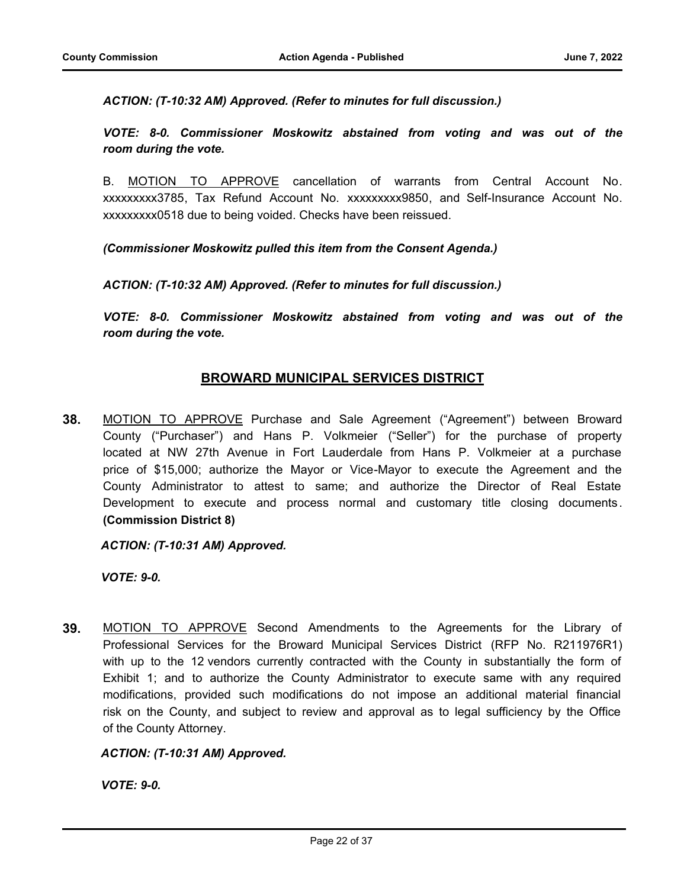***ACTION: (T-10:32 AM) Approved. (Refer to minutes for full discussion.)***

***VOTE: 8-0. Commissioner Moskowitz abstained from voting and was out of the room during the vote.***

B. MOTION TO APPROVE cancellation of warrants from Central Account No. xxxxxxxxx3785, Tax Refund Account No. xxxxxxxxx9850, and Self-Insurance Account No. xxxxxxxxx0518 due to being voided. Checks have been reissued.

***(Commissioner Moskowitz pulled this item from the Consent Agenda.)***

***ACTION: (T-10:32 AM) Approved. (Refer to minutes for full discussion.)***

***VOTE: 8-0. Commissioner Moskowitz abstained from voting and was out of the room during the vote.***

## BROWARD MUNICIPAL SERVICES DISTRICT

**38.** MOTION TO APPROVE Purchase and Sale Agreement ("Agreement") between Broward County ("Purchaser") and Hans P. Volkmeier ("Seller") for the purchase of property located at NW 27th Avenue in Fort Lauderdale from Hans P. Volkmeier at a purchase price of $15,000; authorize the Mayor or Vice-Mayor to execute the Agreement and the County Administrator to attest to same; and authorize the Director of Real Estate Development to execute and process normal and customary title closing documents. **(Commission District 8)**

***ACTION: (T-10:31 AM) Approved.***

***VOTE: 9-0.***

**39.** MOTION TO APPROVE Second Amendments to the Agreements for the Library of Professional Services for the Broward Municipal Services District (RFP No. R211976R1) with up to the 12 vendors currently contracted with the County in substantially the form of Exhibit 1; and to authorize the County Administrator to execute same with any required modifications, provided such modifications do not impose an additional material financial risk on the County, and subject to review and approval as to legal sufficiency by the Office of the County Attorney.

***ACTION: (T-10:31 AM) Approved.***

***VOTE: 9-0.***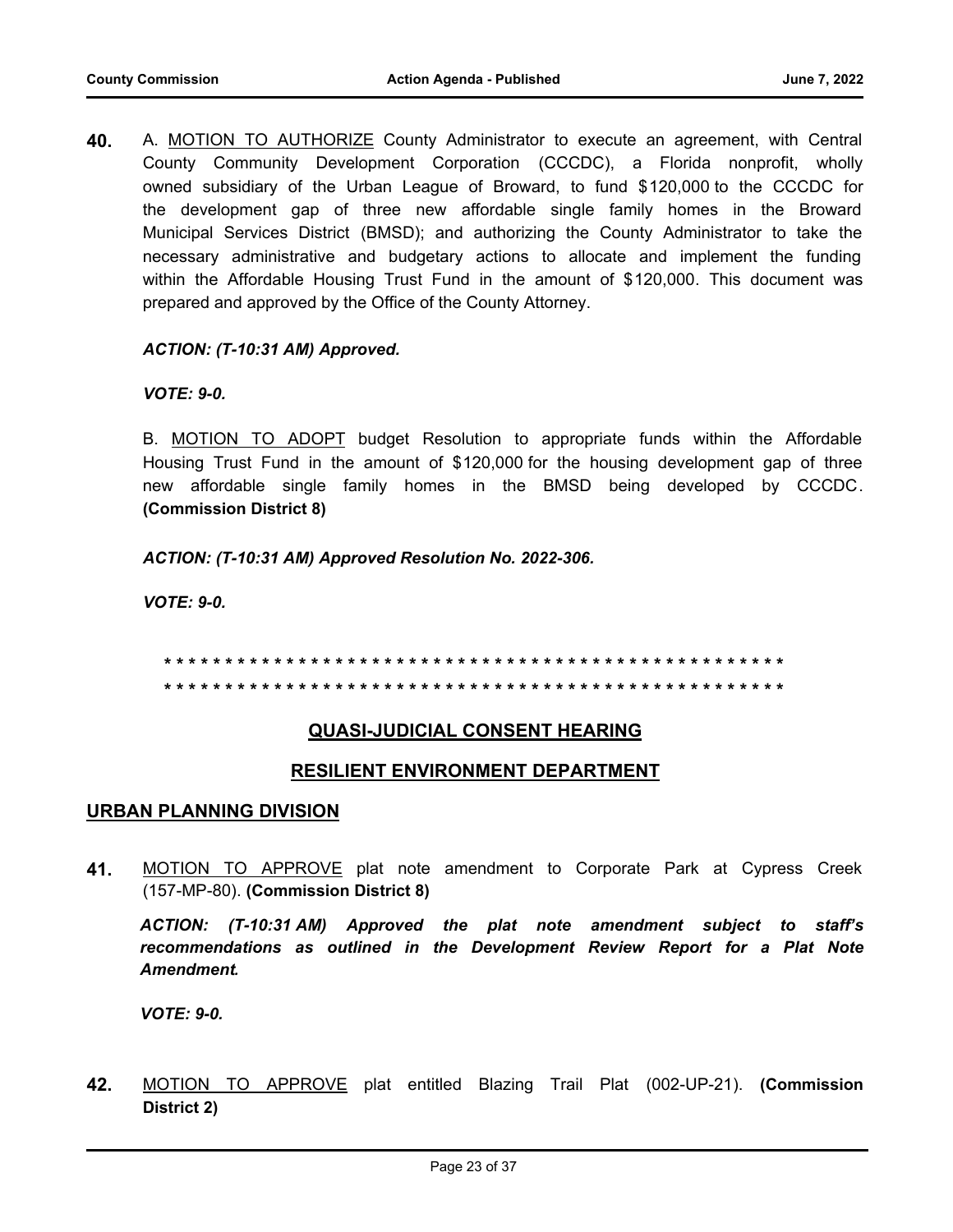**40.** A. <u>MOTION TO AUTHORIZE</u> County Administrator to execute an agreement, with Central County Community Development Corporation (CCCDC), a Florida nonprofit, wholly owned subsidiary of the Urban League of Broward, to fund $120,000 to the CCCDC for the development gap of three new affordable single family homes in the Broward Municipal Services District (BMSD); and authorizing the County Administrator to take the necessary administrative and budgetary actions to allocate and implement the funding within the Affordable Housing Trust Fund in the amount of $120,000. This document was prepared and approved by the Office of the County Attorney.

***ACTION: (T-10:31 AM) Approved.***

***VOTE: 9-0.***

B. <u>MOTION TO ADOPT</u> budget Resolution to appropriate funds within the Affordable Housing Trust Fund in the amount of $120,000 for the housing development gap of three new affordable single family homes in the BMSD being developed by CCCDC. **(Commission District 8)**

***ACTION: (T-10:31 AM) Approved Resolution No. 2022-306.***

***VOTE: 9-0.***

**\* \* \* \* \* \* \* \* \* \* \* \* \* \* \* \* \* \* \* \* \* \* \* \* \* \* \* \* \* \* \* \* \* \* \* \* \* \* \* \* \* \* \* \* \* \* \* \* \* \* \* \***

**\* \* \* \* \* \* \* \* \* \* \* \* \* \* \* \* \* \* \* \* \* \* \* \* \* \* \* \* \* \* \* \* \* \* \* \* \* \* \* \* \* \* \* \* \* \* \* \* \* \* \* \***

## QUASI-JUDICIAL CONSENT HEARING

## RESILIENT ENVIRONMENT DEPARTMENT

### URBAN PLANNING DIVISION

**41.** <u>MOTION TO APPROVE</u> plat note amendment to Corporate Park at Cypress Creek (157-MP-80). **(Commission District 8)**

***ACTION: (T-10:31 AM) Approved the plat note amendment subject to staff's recommendations as outlined in the Development Review Report for a Plat Note Amendment.***

***VOTE: 9-0.***

**42.** <u>MOTION TO APPROVE</u> plat entitled Blazing Trail Plat (002-UP-21). **(Commission District 2)**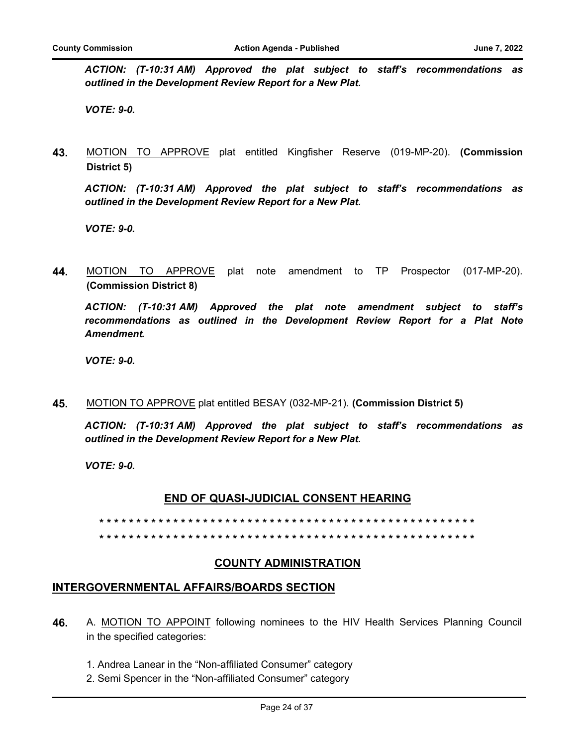***ACTION: (T-10:31 AM) Approved the plat subject to staff's recommendations as outlined in the Development Review Report for a New Plat.***

***VOTE: 9-0.***

**43.** MOTION TO APPROVE plat entitled Kingfisher Reserve (019-MP-20). **(Commission District 5)**

***ACTION: (T-10:31 AM) Approved the plat subject to staff's recommendations as outlined in the Development Review Report for a New Plat.***

***VOTE: 9-0.***

**44.** MOTION TO APPROVE plat note amendment to TP Prospector (017-MP-20). **(Commission District 8)**

***ACTION: (T-10:31 AM) Approved the plat note amendment subject to staff's recommendations as outlined in the Development Review Report for a Plat Note Amendment.***

***VOTE: 9-0.***

**45.** MOTION TO APPROVE plat entitled BESAY (032-MP-21). **(Commission District 5)**

***ACTION: (T-10:31 AM) Approved the plat subject to staff's recommendations as outlined in the Development Review Report for a New Plat.***

***VOTE: 9-0.***

## END OF QUASI-JUDICIAL CONSENT HEARING

**\* \* \* \* \* \* \* \* \* \* \* \* \* \* \* \* \* \* \* \* \* \* \* \* \* \* \* \* \* \* \* \* \* \* \* \* \* \* \* \* \* \* \* \* \* \* \* \* \* \* \* \* \***

**\* \* \* \* \* \* \* \* \* \* \* \* \* \* \* \* \* \* \* \* \* \* \* \* \* \* \* \* \* \* \* \* \* \* \* \* \* \* \* \* \* \* \* \* \* \* \* \* \* \* \* \* \***

## COUNTY ADMINISTRATION

### INTERGOVERNMENTAL AFFAIRS/BOARDS SECTION

**46.** A. MOTION TO APPOINT following nominees to the HIV Health Services Planning Council in the specified categories:

1. Andrea Lanear in the "Non-affiliated Consumer" category
2. Semi Spencer in the "Non-affiliated Consumer" category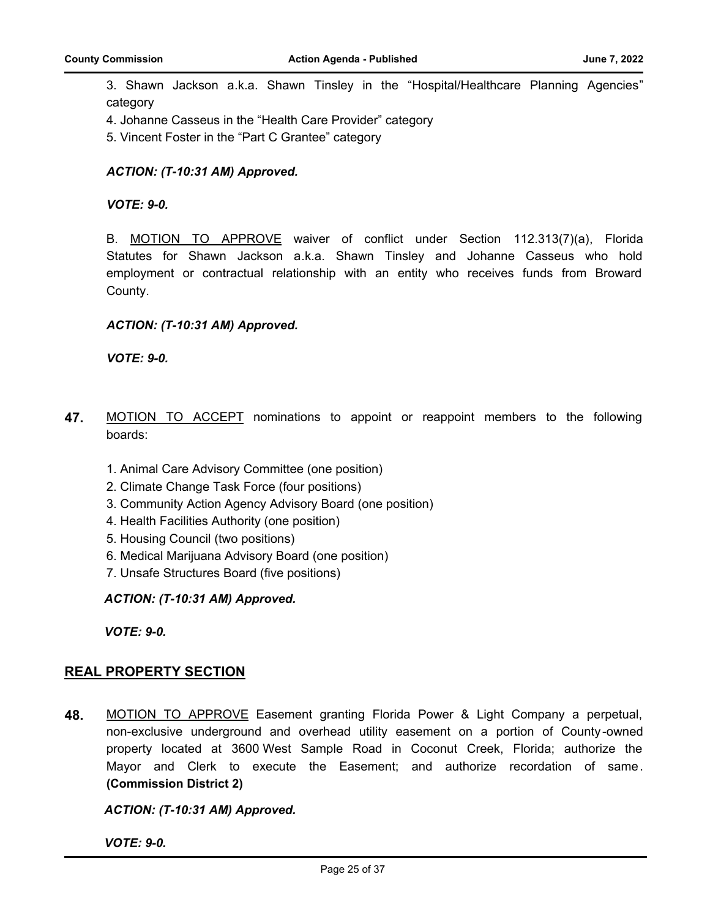3. Shawn Jackson a.k.a. Shawn Tinsley in the “Hospital/Healthcare Planning Agencies” category
4. Johanne Casseus in the “Health Care Provider” category
5. Vincent Foster in the “Part C Grantee” category

***ACTION: (T-10:31 AM) Approved.***

***VOTE: 9-0.***

B. MOTION TO APPROVE waiver of conflict under Section 112.313(7)(a), Florida Statutes for Shawn Jackson a.k.a. Shawn Tinsley and Johanne Casseus who hold employment or contractual relationship with an entity who receives funds from Broward County.

***ACTION: (T-10:31 AM) Approved.***

***VOTE: 9-0.***

**47.** MOTION TO ACCEPT nominations to appoint or reappoint members to the following boards:

1. Animal Care Advisory Committee (one position)
2. Climate Change Task Force (four positions)
3. Community Action Agency Advisory Board (one position)
4. Health Facilities Authority (one position)
5. Housing Council (two positions)
6. Medical Marijuana Advisory Board (one position)
7. Unsafe Structures Board (five positions)

***ACTION: (T-10:31 AM) Approved.***

***VOTE: 9-0.***

## REAL PROPERTY SECTION

**48.** MOTION TO APPROVE Easement granting Florida Power & Light Company a perpetual, non-exclusive underground and overhead utility easement on a portion of County-owned property located at 3600 West Sample Road in Coconut Creek, Florida; authorize the Mayor and Clerk to execute the Easement; and authorize recordation of same. **(Commission District 2)**

***ACTION: (T-10:31 AM) Approved.***

***VOTE: 9-0.***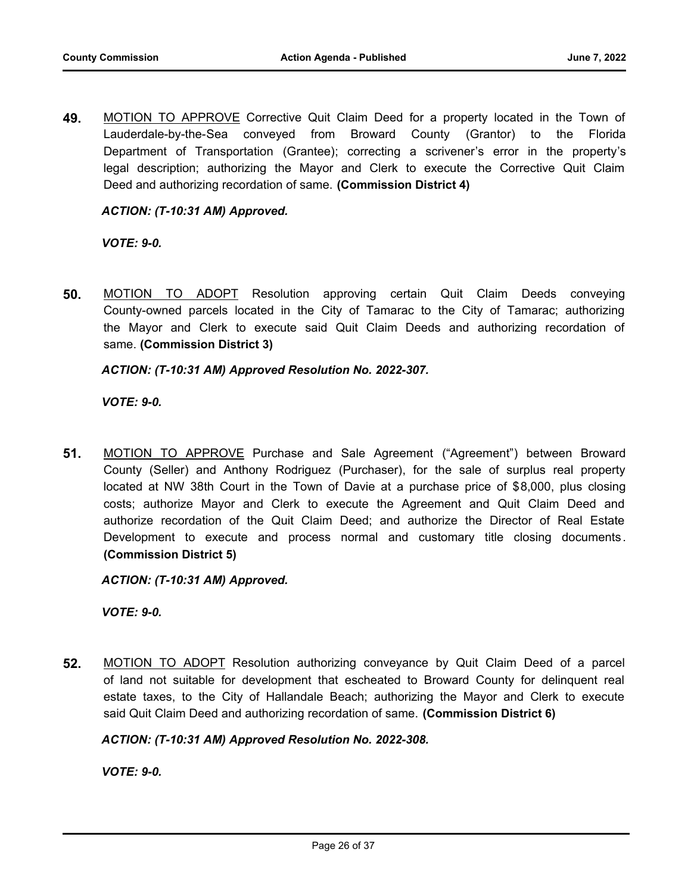**49.** <u>MOTION TO APPROVE</u> Corrective Quit Claim Deed for a property located in the Town of Lauderdale-by-the-Sea conveyed from Broward County (Grantor) to the Florida Department of Transportation (Grantee); correcting a scrivener's error in the property's legal description; authorizing the Mayor and Clerk to execute the Corrective Quit Claim Deed and authorizing recordation of same. **(Commission District 4)**

***ACTION: (T-10:31 AM) Approved.***

***VOTE: 9-0.***

**50.** <u>MOTION TO ADOPT</u> Resolution approving certain Quit Claim Deeds conveying County-owned parcels located in the City of Tamarac to the City of Tamarac; authorizing the Mayor and Clerk to execute said Quit Claim Deeds and authorizing recordation of same. **(Commission District 3)**

***ACTION: (T-10:31 AM) Approved Resolution No. 2022-307.***

***VOTE: 9-0.***

**51.** <u>MOTION TO APPROVE</u> Purchase and Sale Agreement ("Agreement") between Broward County (Seller) and Anthony Rodriguez (Purchaser), for the sale of surplus real property located at NW 38th Court in the Town of Davie at a purchase price of $8,000, plus closing costs; authorize Mayor and Clerk to execute the Agreement and Quit Claim Deed and authorize recordation of the Quit Claim Deed; and authorize the Director of Real Estate Development to execute and process normal and customary title closing documents. **(Commission District 5)**

***ACTION: (T-10:31 AM) Approved.***

***VOTE: 9-0.***

**52.** <u>MOTION TO ADOPT</u> Resolution authorizing conveyance by Quit Claim Deed of a parcel of land not suitable for development that escheated to Broward County for delinquent real estate taxes, to the City of Hallandale Beach; authorizing the Mayor and Clerk to execute said Quit Claim Deed and authorizing recordation of same. **(Commission District 6)**

***ACTION: (T-10:31 AM) Approved Resolution No. 2022-308.***

***VOTE: 9-0.***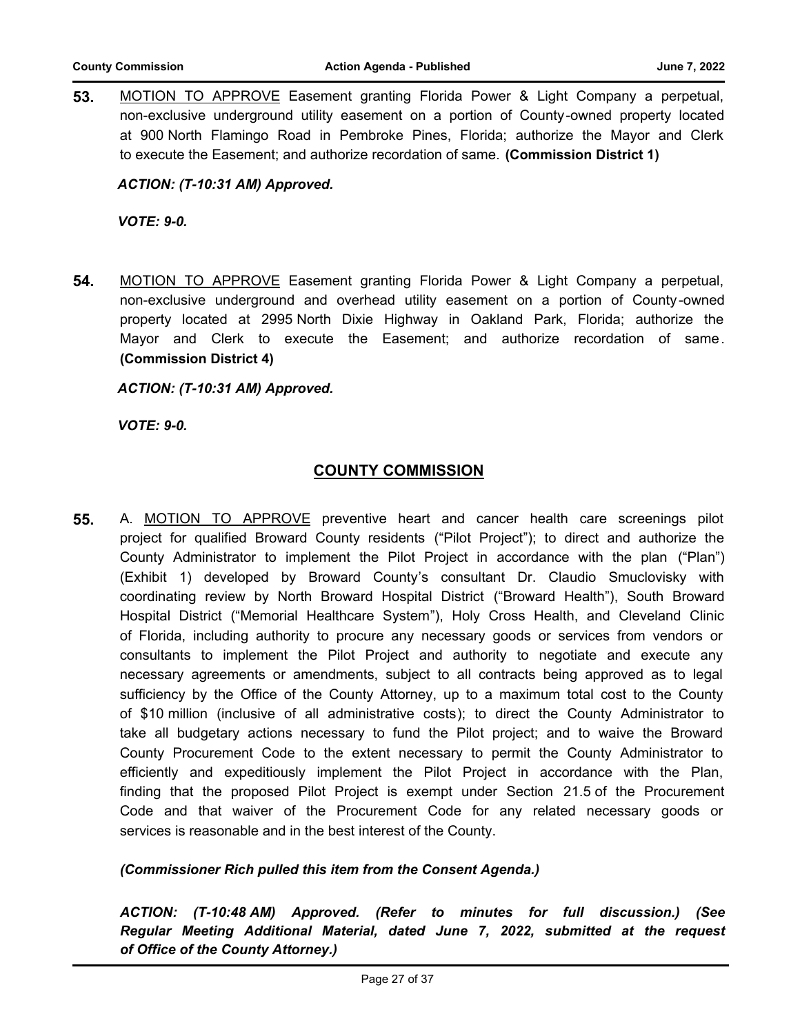**53.** <u>MOTION TO APPROVE</u> Easement granting Florida Power & Light Company a perpetual, non-exclusive underground utility easement on a portion of County-owned property located at 900 North Flamingo Road in Pembroke Pines, Florida; authorize the Mayor and Clerk to execute the Easement; and authorize recordation of same. **(Commission District 1)**

***ACTION: (T-10:31 AM) Approved.***

***VOTE: 9-0.***

**54.** <u>MOTION TO APPROVE</u> Easement granting Florida Power & Light Company a perpetual, non-exclusive underground and overhead utility easement on a portion of County-owned property located at 2995 North Dixie Highway in Oakland Park, Florida; authorize the Mayor and Clerk to execute the Easement; and authorize recordation of same. **(Commission District 4)**

***ACTION: (T-10:31 AM) Approved.***

***VOTE: 9-0.***

## <u>COUNTY COMMISSION</u>

**55.** A. <u>MOTION TO APPROVE</u> preventive heart and cancer health care screenings pilot project for qualified Broward County residents ("Pilot Project"); to direct and authorize the County Administrator to implement the Pilot Project in accordance with the plan ("Plan") (Exhibit 1) developed by Broward County's consultant Dr. Claudio Smuclovisky with coordinating review by North Broward Hospital District ("Broward Health"), South Broward Hospital District ("Memorial Healthcare System"), Holy Cross Health, and Cleveland Clinic of Florida, including authority to procure any necessary goods or services from vendors or consultants to implement the Pilot Project and authority to negotiate and execute any necessary agreements or amendments, subject to all contracts being approved as to legal sufficiency by the Office of the County Attorney, up to a maximum total cost to the County of $10 million (inclusive of all administrative costs); to direct the County Administrator to take all budgetary actions necessary to fund the Pilot project; and to waive the Broward County Procurement Code to the extent necessary to permit the County Administrator to efficiently and expeditiously implement the Pilot Project in accordance with the Plan, finding that the proposed Pilot Project is exempt under Section 21.5 of the Procurement Code and that waiver of the Procurement Code for any related necessary goods or services is reasonable and in the best interest of the County.

***(Commissioner Rich pulled this item from the Consent Agenda.)***

***ACTION: (T-10:48 AM) Approved. (Refer to minutes for full discussion.) (See Regular Meeting Additional Material, dated June 7, 2022, submitted at the request of Office of the County Attorney.)***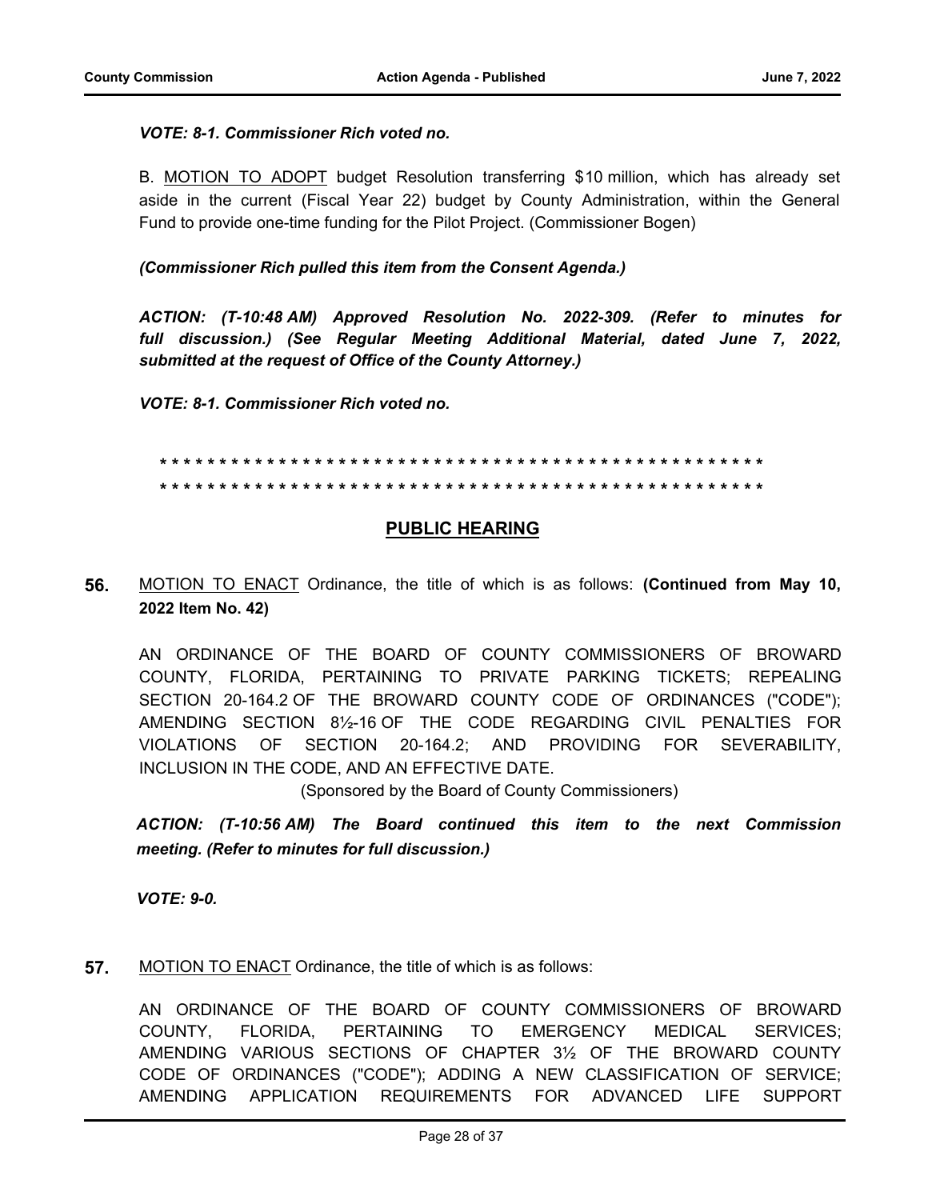***VOTE: 8-1. Commissioner Rich voted no.***

B. <u>MOTION TO ADOPT</u> budget Resolution transferring $10 million, which has already set aside in the current (Fiscal Year 22) budget by County Administration, within the General Fund to provide one-time funding for the Pilot Project. (Commissioner Bogen)

***(Commissioner Rich pulled this item from the Consent Agenda.)***

***ACTION: (T-10:48 AM) Approved Resolution No. 2022-309. (Refer to minutes for full discussion.) (See Regular Meeting Additional Material, dated June 7, 2022, submitted at the request of Office of the County Attorney.)***

***VOTE: 8-1. Commissioner Rich voted no.***

* * * * * * * * * * * * * * * * * * * * * * * * * * * * * * * * * * * * * * * * * * * * * * * * * * * * *
* * * * * * * * * * * * * * * * * * * * * * * * * * * * * * * * * * * * * * * * * * * * * * * * * * * * *

## <u>PUBLIC HEARING</u>

**56.** <u>MOTION TO ENACT</u> Ordinance, the title of which is as follows: **(Continued from May 10, 2022 Item No. 42)**

AN ORDINANCE OF THE BOARD OF COUNTY COMMISSIONERS OF BROWARD COUNTY, FLORIDA, PERTAINING TO PRIVATE PARKING TICKETS; REPEALING SECTION 20-164.2 OF THE BROWARD COUNTY CODE OF ORDINANCES ("CODE"); AMENDING SECTION 8½-16 OF THE CODE REGARDING CIVIL PENALTIES FOR VIOLATIONS OF SECTION 20-164.2; AND PROVIDING FOR SEVERABILITY, INCLUSION IN THE CODE, AND AN EFFECTIVE DATE.

(Sponsored by the Board of County Commissioners)

***ACTION: (T-10:56 AM) The Board continued this item to the next Commission meeting. (Refer to minutes for full discussion.)***

***VOTE: 9-0.***

**57.** <u>MOTION TO ENACT</u> Ordinance, the title of which is as follows:

AN ORDINANCE OF THE BOARD OF COUNTY COMMISSIONERS OF BROWARD COUNTY, FLORIDA, PERTAINING TO EMERGENCY MEDICAL SERVICES; AMENDING VARIOUS SECTIONS OF CHAPTER 3½ OF THE BROWARD COUNTY CODE OF ORDINANCES ("CODE"); ADDING A NEW CLASSIFICATION OF SERVICE; AMENDING APPLICATION REQUIREMENTS FOR ADVANCED LIFE SUPPORT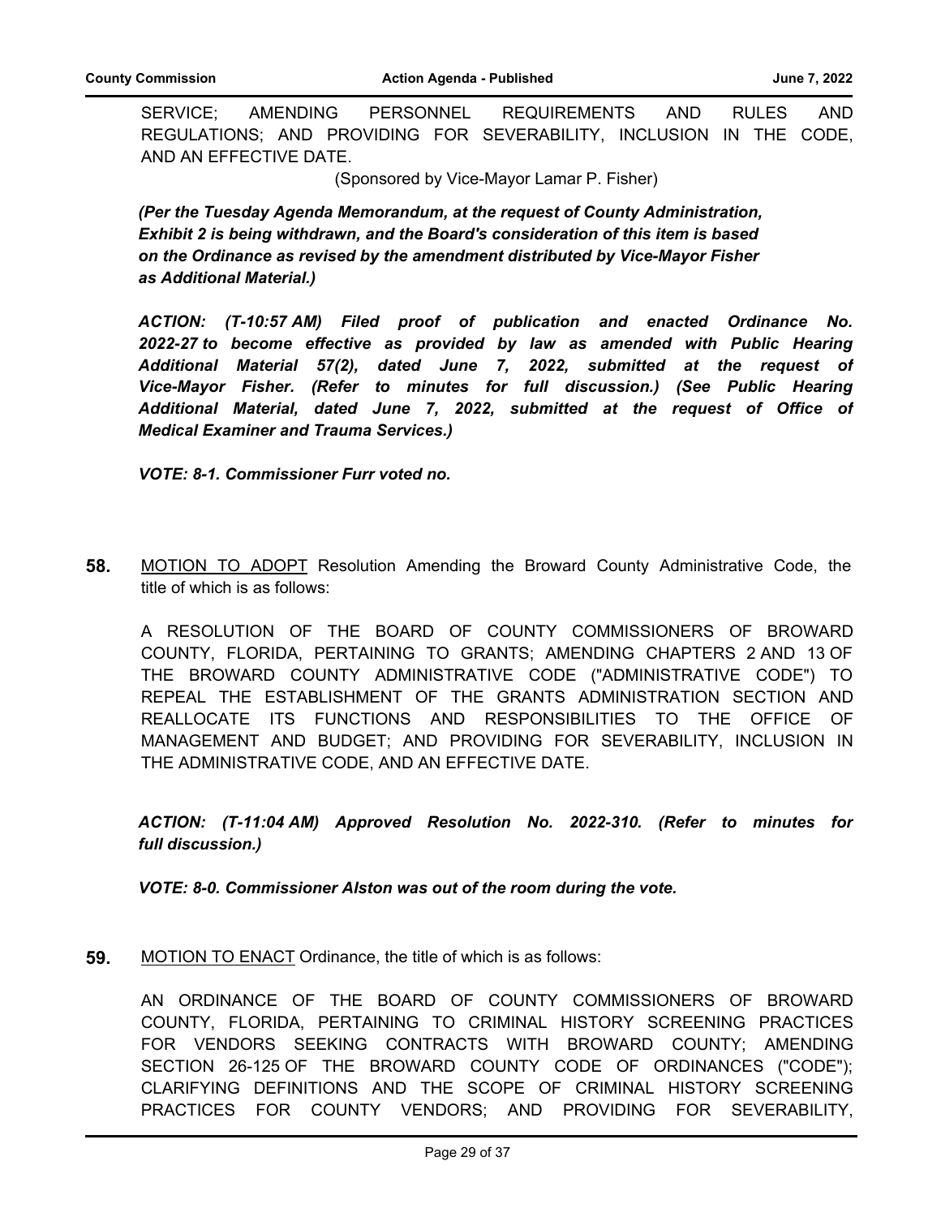SERVICE; AMENDING PERSONNEL REQUIREMENTS AND RULES AND REGULATIONS; AND PROVIDING FOR SEVERABILITY, INCLUSION IN THE CODE, AND AN EFFECTIVE DATE.

(Sponsored by Vice-Mayor Lamar P. Fisher)

***(Per the Tuesday Agenda Memorandum, at the request of County Administration, Exhibit 2 is being withdrawn, and the Board's consideration of this item is based on the Ordinance as revised by the amendment distributed by Vice-Mayor Fisher as Additional Material.)***

***ACTION: (T-10:57 AM) Filed proof of publication and enacted Ordinance No. 2022-27 to become effective as provided by law as amended with Public Hearing Additional Material 57(2), dated June 7, 2022, submitted at the request of Vice-Mayor Fisher. (Refer to minutes for full discussion.) (See Public Hearing Additional Material, dated June 7, 2022, submitted at the request of Office of Medical Examiner and Trauma Services.)***

***VOTE: 8-1. Commissioner Furr voted no.***

**58.** MOTION TO ADOPT Resolution Amending the Broward County Administrative Code, the title of which is as follows:

A RESOLUTION OF THE BOARD OF COUNTY COMMISSIONERS OF BROWARD COUNTY, FLORIDA, PERTAINING TO GRANTS; AMENDING CHAPTERS 2 AND 13 OF THE BROWARD COUNTY ADMINISTRATIVE CODE ("ADMINISTRATIVE CODE") TO REPEAL THE ESTABLISHMENT OF THE GRANTS ADMINISTRATION SECTION AND REALLOCATE ITS FUNCTIONS AND RESPONSIBILITIES TO THE OFFICE OF MANAGEMENT AND BUDGET; AND PROVIDING FOR SEVERABILITY, INCLUSION IN THE ADMINISTRATIVE CODE, AND AN EFFECTIVE DATE.

***ACTION: (T-11:04 AM) Approved Resolution No. 2022-310. (Refer to minutes for full discussion.)***

***VOTE: 8-0. Commissioner Alston was out of the room during the vote.***

**59.** MOTION TO ENACT Ordinance, the title of which is as follows:

AN ORDINANCE OF THE BOARD OF COUNTY COMMISSIONERS OF BROWARD COUNTY, FLORIDA, PERTAINING TO CRIMINAL HISTORY SCREENING PRACTICES FOR VENDORS SEEKING CONTRACTS WITH BROWARD COUNTY; AMENDING SECTION 26-125 OF THE BROWARD COUNTY CODE OF ORDINANCES ("CODE"); CLARIFYING DEFINITIONS AND THE SCOPE OF CRIMINAL HISTORY SCREENING PRACTICES FOR COUNTY VENDORS; AND PROVIDING FOR SEVERABILITY,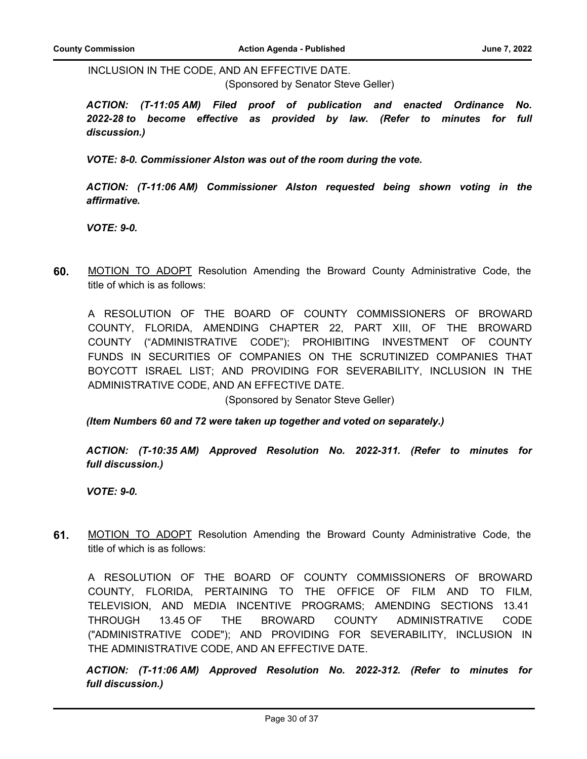INCLUSION IN THE CODE, AND AN EFFECTIVE DATE.
(Sponsored by Senator Steve Geller)

***ACTION: (T-11:05 AM) Filed proof of publication and enacted Ordinance No. 2022-28 to become effective as provided by law. (Refer to minutes for full discussion.)***

***VOTE: 8-0. Commissioner Alston was out of the room during the vote.***

***ACTION: (T-11:06 AM) Commissioner Alston requested being shown voting in the affirmative.***

***VOTE: 9-0.***

**60.** MOTION TO ADOPT Resolution Amending the Broward County Administrative Code, the title of which is as follows:

A RESOLUTION OF THE BOARD OF COUNTY COMMISSIONERS OF BROWARD COUNTY, FLORIDA, AMENDING CHAPTER 22, PART XIII, OF THE BROWARD COUNTY ("ADMINISTRATIVE CODE"); PROHIBITING INVESTMENT OF COUNTY FUNDS IN SECURITIES OF COMPANIES ON THE SCRUTINIZED COMPANIES THAT BOYCOTT ISRAEL LIST; AND PROVIDING FOR SEVERABILITY, INCLUSION IN THE ADMINISTRATIVE CODE, AND AN EFFECTIVE DATE.
(Sponsored by Senator Steve Geller)

***(Item Numbers 60 and 72 were taken up together and voted on separately.)***

***ACTION: (T-10:35 AM) Approved Resolution No. 2022-311. (Refer to minutes for full discussion.)***

***VOTE: 9-0.***

**61.** MOTION TO ADOPT Resolution Amending the Broward County Administrative Code, the title of which is as follows:

A RESOLUTION OF THE BOARD OF COUNTY COMMISSIONERS OF BROWARD COUNTY, FLORIDA, PERTAINING TO THE OFFICE OF FILM AND TO FILM, TELEVISION, AND MEDIA INCENTIVE PROGRAMS; AMENDING SECTIONS 13.41 THROUGH 13.45 OF THE BROWARD COUNTY ADMINISTRATIVE CODE ("ADMINISTRATIVE CODE"); AND PROVIDING FOR SEVERABILITY, INCLUSION IN THE ADMINISTRATIVE CODE, AND AN EFFECTIVE DATE.

***ACTION: (T-11:06 AM) Approved Resolution No. 2022-312. (Refer to minutes for full discussion.)***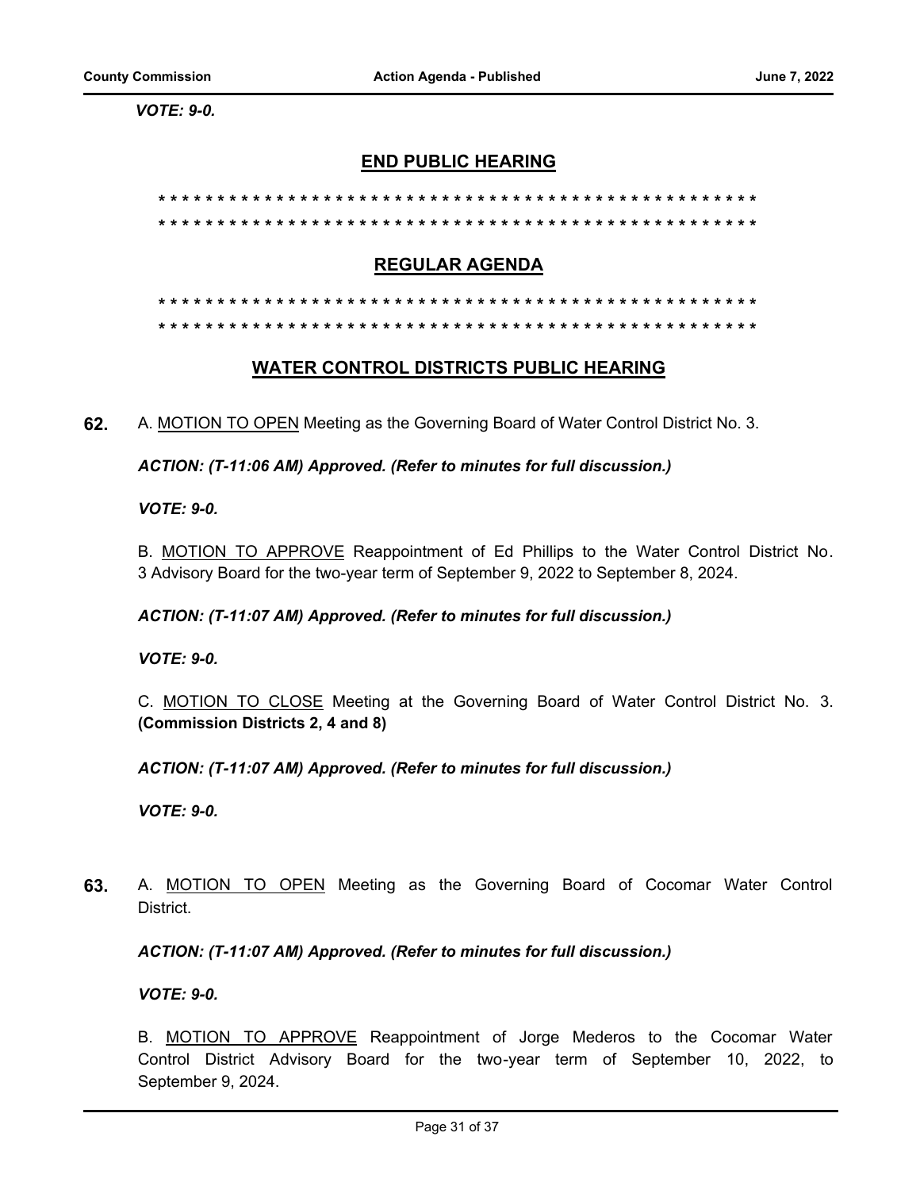***VOTE: 9-0.***

## END PUBLIC HEARING

**\* \* \* \* \* \* \* \* \* \* \* \* \* \* \* \* \* \* \* \* \* \* \* \* \* \* \* \* \* \* \* \* \* \* \* \* \* \* \* \* \* \* \* \* \* \* \* \* \* \* \* \* \* \* \***

**\* \* \* \* \* \* \* \* \* \* \* \* \* \* \* \* \* \* \* \* \* \* \* \* \* \* \* \* \* \* \* \* \* \* \* \* \* \* \* \* \* \* \* \* \* \* \* \* \* \* \* \* \* \* \***

## REGULAR AGENDA

**\* \* \* \* \* \* \* \* \* \* \* \* \* \* \* \* \* \* \* \* \* \* \* \* \* \* \* \* \* \* \* \* \* \* \* \* \* \* \* \* \* \* \* \* \* \* \* \* \* \* \* \* \* \* \***

**\* \* \* \* \* \* \* \* \* \* \* \* \* \* \* \* \* \* \* \* \* \* \* \* \* \* \* \* \* \* \* \* \* \* \* \* \* \* \* \* \* \* \* \* \* \* \* \* \* \* \* \* \* \* \***

## WATER CONTROL DISTRICTS PUBLIC HEARING

**62.** A. <u>MOTION TO OPEN</u> Meeting as the Governing Board of Water Control District No. 3.

***ACTION: (T-11:06 AM) Approved. (Refer to minutes for full discussion.)***

***VOTE: 9-0.***

B. <u>MOTION TO APPROVE</u> Reappointment of Ed Phillips to the Water Control District No. 3 Advisory Board for the two-year term of September 9, 2022 to September 8, 2024.

***ACTION: (T-11:07 AM) Approved. (Refer to minutes for full discussion.)***

***VOTE: 9-0.***

C. <u>MOTION TO CLOSE</u> Meeting at the Governing Board of Water Control District No. 3. **(Commission Districts 2, 4 and 8)**

***ACTION: (T-11:07 AM) Approved. (Refer to minutes for full discussion.)***

***VOTE: 9-0.***

**63.** A. <u>MOTION TO OPEN</u> Meeting as the Governing Board of Cocomar Water Control District.

***ACTION: (T-11:07 AM) Approved. (Refer to minutes for full discussion.)***

***VOTE: 9-0.***

B. <u>MOTION TO APPROVE</u> Reappointment of Jorge Mederos to the Cocomar Water Control District Advisory Board for the two-year term of September 10, 2022, to September 9, 2024.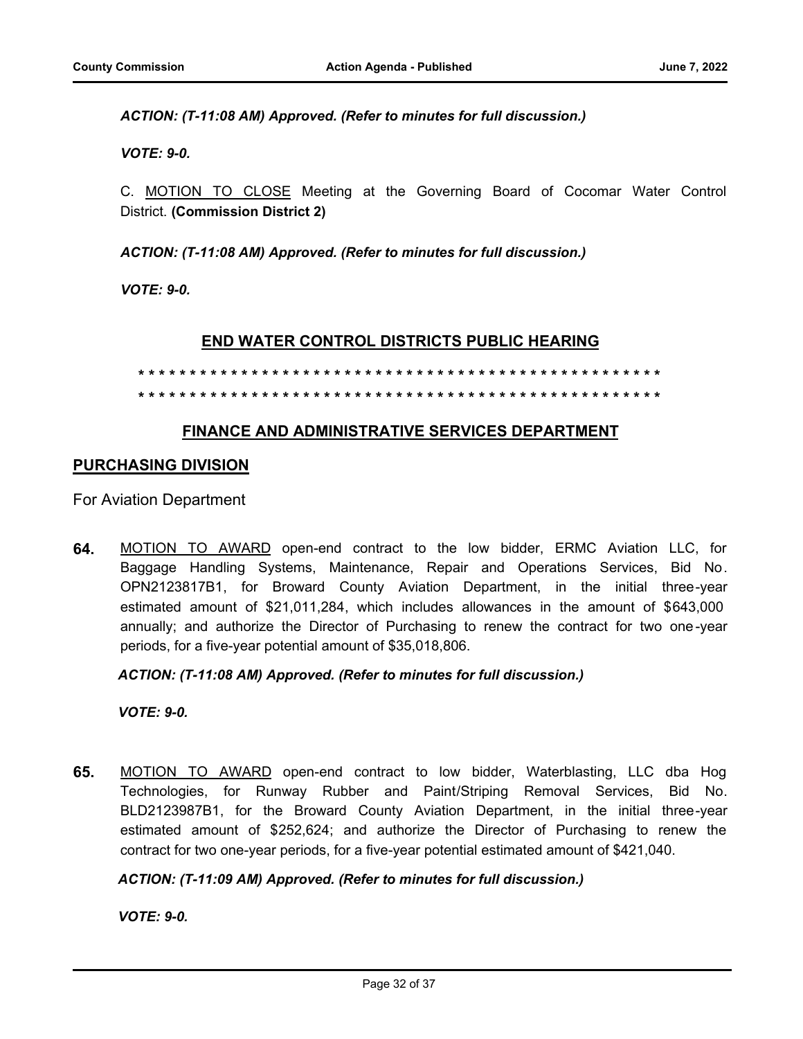***ACTION: (T-11:08 AM) Approved. (Refer to minutes for full discussion.)***

***VOTE: 9-0.***

C. <u>MOTION TO CLOSE</u> Meeting at the Governing Board of Cocomar Water Control District. **(Commission District 2)**

***ACTION: (T-11:08 AM) Approved. (Refer to minutes for full discussion.)***

***VOTE: 9-0.***

## <u>END WATER CONTROL DISTRICTS PUBLIC HEARING</u>

\* * * * * * * * * * * * * * * * * * * * * * * * * * * * * * * * * * * * * * * * * * * * * * * * * * * * * *
\* * * * * * * * * * * * * * * * * * * * * * * * * * * * * * * * * * * * * * * * * * * * * * * * * * * * * *

## <u>FINANCE AND ADMINISTRATIVE SERVICES DEPARTMENT</u>

### <u>PURCHASING DIVISION</u>

For Aviation Department

**64.** <u>MOTION TO AWARD</u> open-end contract to the low bidder, ERMC Aviation LLC, for Baggage Handling Systems, Maintenance, Repair and Operations Services, Bid No. OPN2123817B1, for Broward County Aviation Department, in the initial three-year estimated amount of $21,011,284, which includes allowances in the amount of $643,000 annually; and authorize the Director of Purchasing to renew the contract for two one-year periods, for a five-year potential amount of $35,018,806.

***ACTION: (T-11:08 AM) Approved. (Refer to minutes for full discussion.)***

***VOTE: 9-0.***

**65.** <u>MOTION TO AWARD</u> open-end contract to low bidder, Waterblasting, LLC dba Hog Technologies, for Runway Rubber and Paint/Striping Removal Services, Bid No. BLD2123987B1, for the Broward County Aviation Department, in the initial three-year estimated amount of $252,624; and authorize the Director of Purchasing to renew the contract for two one-year periods, for a five-year potential estimated amount of $421,040.

***ACTION: (T-11:09 AM) Approved. (Refer to minutes for full discussion.)***

***VOTE: 9-0.***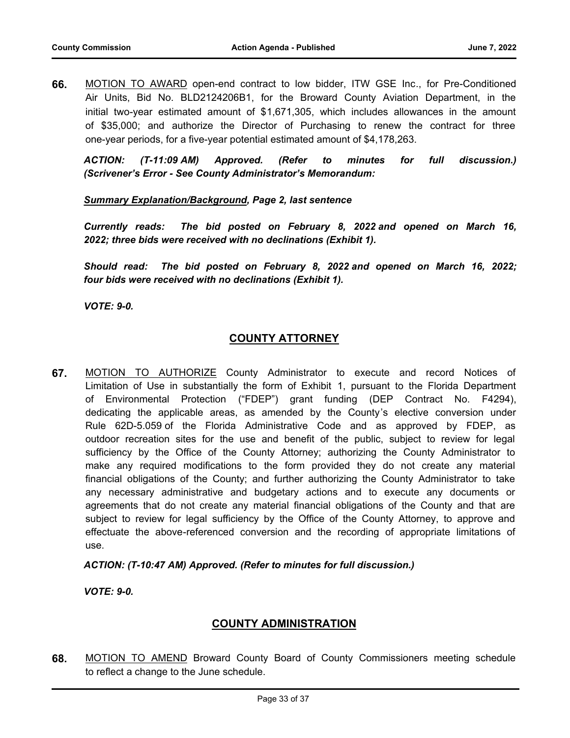**66.** MOTION TO AWARD open-end contract to low bidder, ITW GSE Inc., for Pre-Conditioned Air Units, Bid No. BLD2124206B1, for the Broward County Aviation Department, in the initial two-year estimated amount of $1,671,305, which includes allowances in the amount of $35,000; and authorize the Director of Purchasing to renew the contract for three one-year periods, for a five-year potential estimated amount of $4,178,263.

***ACTION: (T-11:09 AM) Approved. (Refer to minutes for full discussion.) (Scrivener's Error - See County Administrator's Memorandum:***

***Summary Explanation/Background, Page 2, last sentence***

***Currently reads: The bid posted on February 8, 2022 and opened on March 16, 2022; three bids were received with no declinations (Exhibit 1).***

***Should read: The bid posted on February 8, 2022 and opened on March 16, 2022; four bids were received with no declinations (Exhibit 1).***

***VOTE: 9-0.***

## COUNTY ATTORNEY

**67.** MOTION TO AUTHORIZE County Administrator to execute and record Notices of Limitation of Use in substantially the form of Exhibit 1, pursuant to the Florida Department of Environmental Protection ("FDEP") grant funding (DEP Contract No. F4294), dedicating the applicable areas, as amended by the County's elective conversion under Rule 62D-5.059 of the Florida Administrative Code and as approved by FDEP, as outdoor recreation sites for the use and benefit of the public, subject to review for legal sufficiency by the Office of the County Attorney; authorizing the County Administrator to make any required modifications to the form provided they do not create any material financial obligations of the County; and further authorizing the County Administrator to take any necessary administrative and budgetary actions and to execute any documents or agreements that do not create any material financial obligations of the County and that are subject to review for legal sufficiency by the Office of the County Attorney, to approve and effectuate the above-referenced conversion and the recording of appropriate limitations of use.

***ACTION: (T-10:47 AM) Approved. (Refer to minutes for full discussion.)***

***VOTE: 9-0.***

## COUNTY ADMINISTRATION

**68.** MOTION TO AMEND Broward County Board of County Commissioners meeting schedule to reflect a change to the June schedule.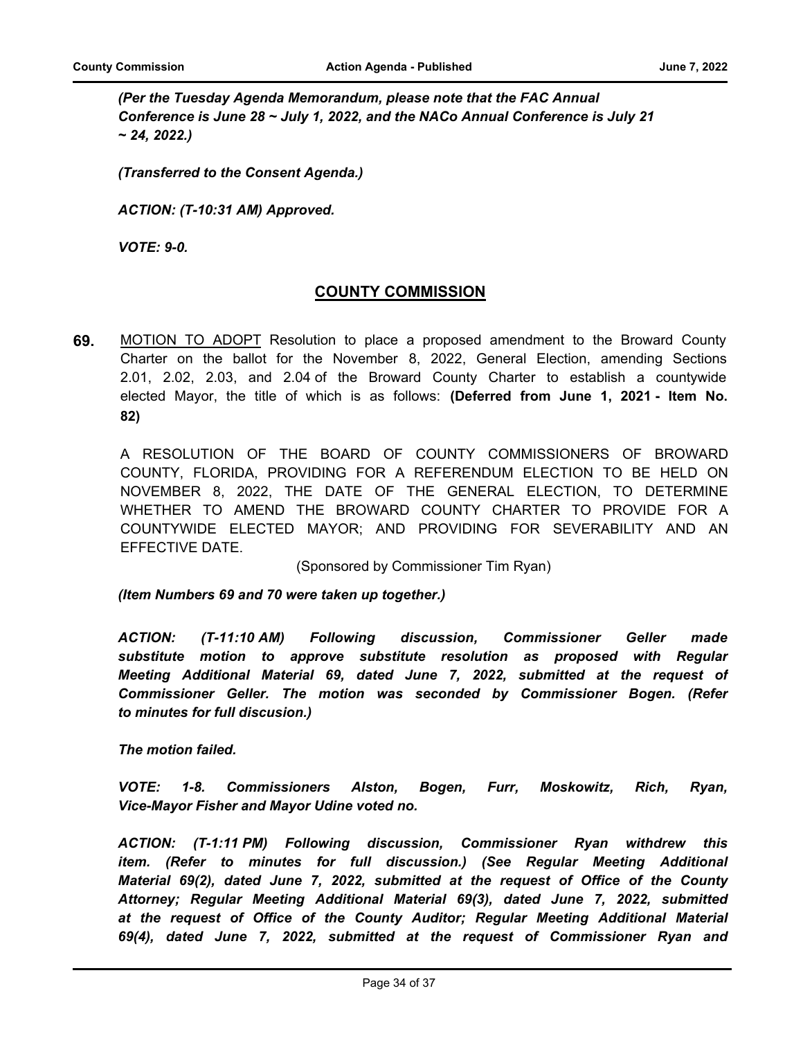*(Per the Tuesday Agenda Memorandum, please note that the FAC Annual Conference is June 28 ~ July 1, 2022, and the NACo Annual Conference is July 21 ~ 24, 2022.)*

*(Transferred to the Consent Agenda.)*

***ACTION: (T-10:31 AM) Approved.***

***VOTE: 9-0.***

## COUNTY COMMISSION

**69.** MOTION TO ADOPT Resolution to place a proposed amendment to the Broward County Charter on the ballot for the November 8, 2022, General Election, amending Sections 2.01, 2.02, 2.03, and 2.04 of the Broward County Charter to establish a countywide elected Mayor, the title of which is as follows: **(Deferred from June 1, 2021 - Item No. 82)**

A RESOLUTION OF THE BOARD OF COUNTY COMMISSIONERS OF BROWARD COUNTY, FLORIDA, PROVIDING FOR A REFERENDUM ELECTION TO BE HELD ON NOVEMBER 8, 2022, THE DATE OF THE GENERAL ELECTION, TO DETERMINE WHETHER TO AMEND THE BROWARD COUNTY CHARTER TO PROVIDE FOR A COUNTYWIDE ELECTED MAYOR; AND PROVIDING FOR SEVERABILITY AND AN EFFECTIVE DATE.

(Sponsored by Commissioner Tim Ryan)

***(Item Numbers 69 and 70 were taken up together.)***

***ACTION: (T-11:10 AM) Following discussion, Commissioner Geller made substitute motion to approve substitute resolution as proposed with Regular Meeting Additional Material 69, dated June 7, 2022, submitted at the request of Commissioner Geller. The motion was seconded by Commissioner Bogen. (Refer to minutes for full discusion.)***

***The motion failed.***

***VOTE: 1-8. Commissioners Alston, Bogen, Furr, Moskowitz, Rich, Ryan, Vice-Mayor Fisher and Mayor Udine voted no.***

***ACTION: (T-1:11 PM) Following discussion, Commissioner Ryan withdrew this item. (Refer to minutes for full discussion.) (See Regular Meeting Additional Material 69(2), dated June 7, 2022, submitted at the request of Office of the County Attorney; Regular Meeting Additional Material 69(3), dated June 7, 2022, submitted at the request of Office of the County Auditor; Regular Meeting Additional Material 69(4), dated June 7, 2022, submitted at the request of Commissioner Ryan and***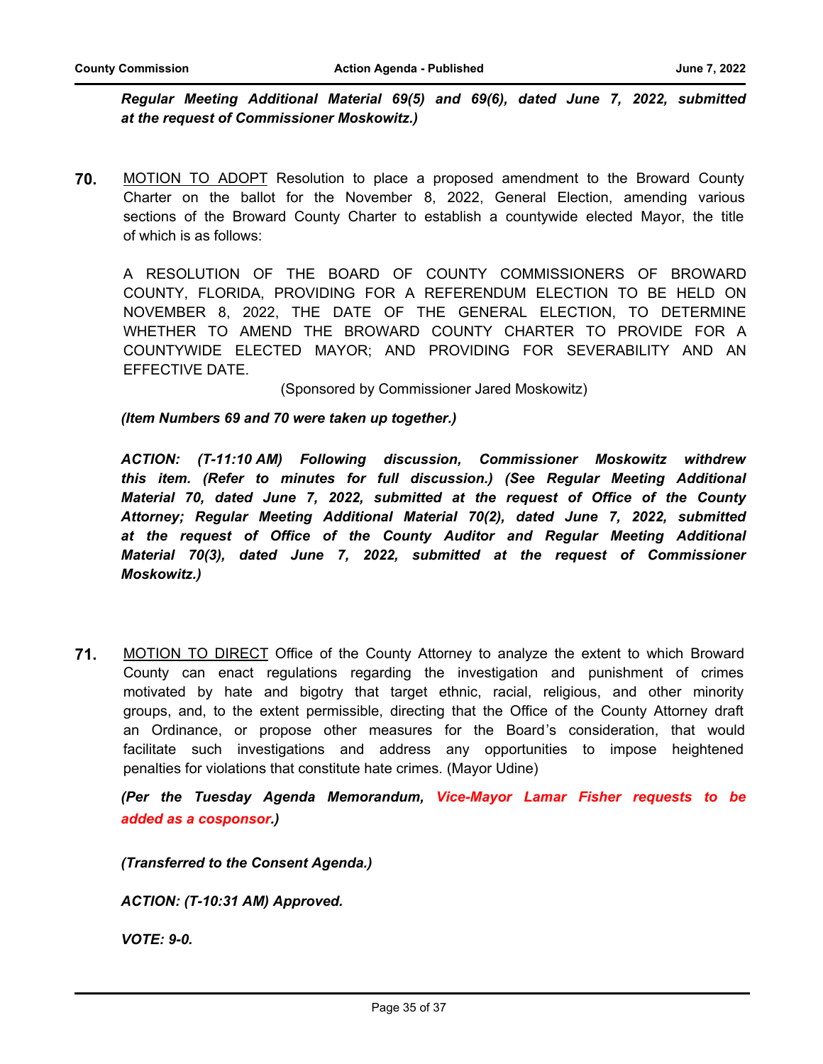*Regular Meeting Additional Material 69(5) and 69(6), dated June 7, 2022, submitted at the request of Commissioner Moskowitz.)*

**70.** MOTION TO ADOPT Resolution to place a proposed amendment to the Broward County Charter on the ballot for the November 8, 2022, General Election, amending various sections of the Broward County Charter to establish a countywide elected Mayor, the title of which is as follows:

A RESOLUTION OF THE BOARD OF COUNTY COMMISSIONERS OF BROWARD COUNTY, FLORIDA, PROVIDING FOR A REFERENDUM ELECTION TO BE HELD ON NOVEMBER 8, 2022, THE DATE OF THE GENERAL ELECTION, TO DETERMINE WHETHER TO AMEND THE BROWARD COUNTY CHARTER TO PROVIDE FOR A COUNTYWIDE ELECTED MAYOR; AND PROVIDING FOR SEVERABILITY AND AN EFFECTIVE DATE.

(Sponsored by Commissioner Jared Moskowitz)

***(Item Numbers 69 and 70 were taken up together.)***

***ACTION: (T-11:10 AM) Following discussion, Commissioner Moskowitz withdrew this item. (Refer to minutes for full discussion.) (See Regular Meeting Additional Material 70, dated June 7, 2022, submitted at the request of Office of the County Attorney; Regular Meeting Additional Material 70(2), dated June 7, 2022, submitted at the request of Office of the County Auditor and Regular Meeting Additional Material 70(3), dated June 7, 2022, submitted at the request of Commissioner Moskowitz.)***

**71.** MOTION TO DIRECT Office of the County Attorney to analyze the extent to which Broward County can enact regulations regarding the investigation and punishment of crimes motivated by hate and bigotry that target ethnic, racial, religious, and other minority groups, and, to the extent permissible, directing that the Office of the County Attorney draft an Ordinance, or propose other measures for the Board's consideration, that would facilitate such investigations and address any opportunities to impose heightened penalties for violations that constitute hate crimes. (Mayor Udine)

***(Per the Tuesday Agenda Memorandum, Vice-Mayor Lamar Fisher requests to be added as a cosponsor.)***

***(Transferred to the Consent Agenda.)***

***ACTION: (T-10:31 AM) Approved.***

***VOTE: 9-0.***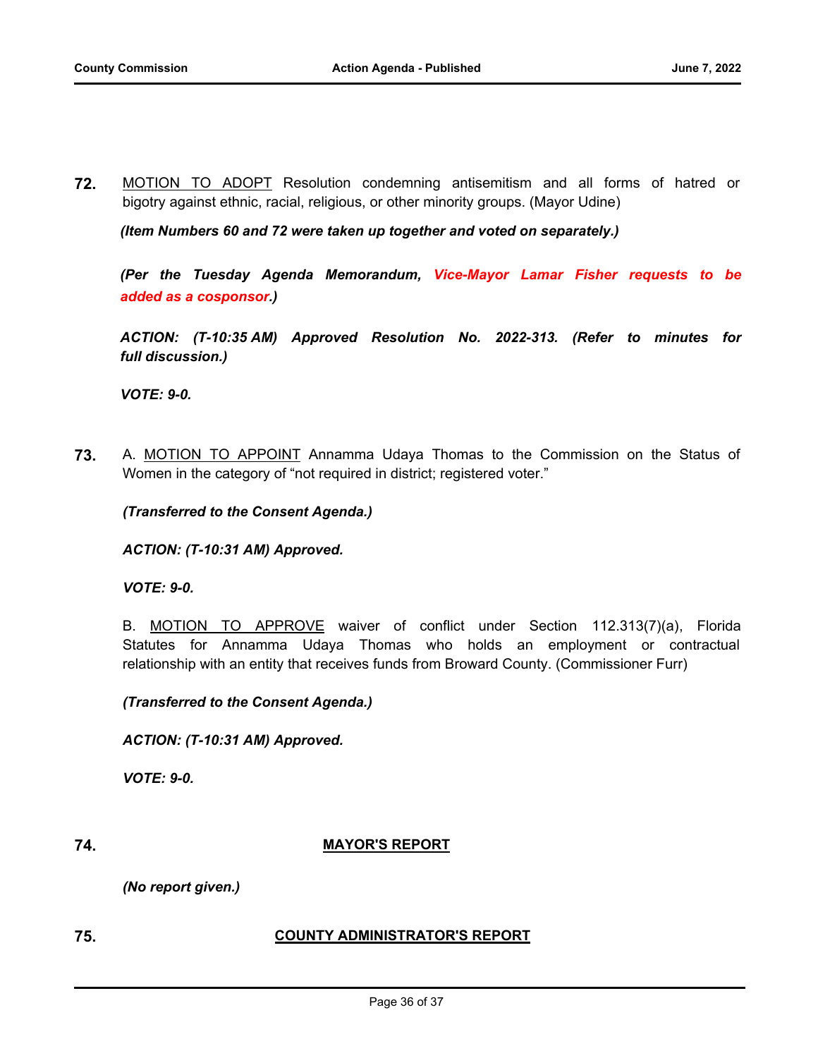**72.** MOTION TO ADOPT Resolution condemning antisemitism and all forms of hatred or bigotry against ethnic, racial, religious, or other minority groups. (Mayor Udine)

***(Item Numbers 60 and 72 were taken up together and voted on separately.)***

***(Per the Tuesday Agenda Memorandum, Vice-Mayor Lamar Fisher requests to be added as a cosponsor.)***

***ACTION: (T-10:35 AM) Approved Resolution No. 2022-313. (Refer to minutes for full discussion.)***

***VOTE: 9-0.***

**73.** A. MOTION TO APPOINT Annamma Udaya Thomas to the Commission on the Status of Women in the category of "not required in district; registered voter."

***(Transferred to the Consent Agenda.)***

***ACTION: (T-10:31 AM) Approved.***

***VOTE: 9-0.***

B. MOTION TO APPROVE waiver of conflict under Section 112.313(7)(a), Florida Statutes for Annamma Udaya Thomas who holds an employment or contractual relationship with an entity that receives funds from Broward County. (Commissioner Furr)

***(Transferred to the Consent Agenda.)***

***ACTION: (T-10:31 AM) Approved.***

***VOTE: 9-0.***

## 74. MAYOR'S REPORT

***(No report given.)***

## 75. COUNTY ADMINISTRATOR'S REPORT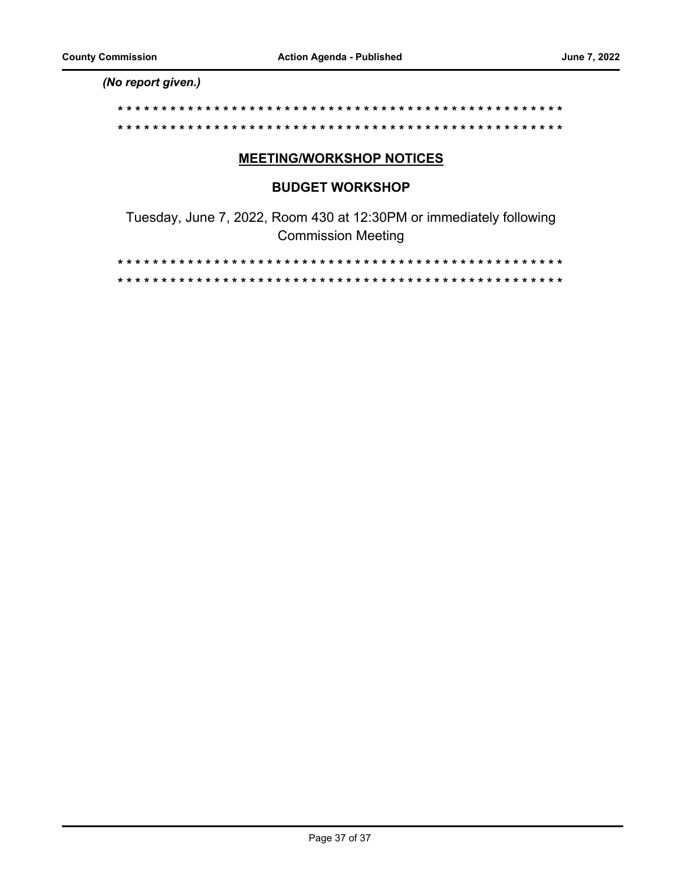*(No report given.)*

\* \* \* \* \* \* \* \* \* \* \* \* \* \* \* \* \* \* \* \* \* \* \* \* \* \* \* \* \* \* \* \* \* \* \* \* \* \* \* \* \* \* \* \* \* \* \* \* \* \* \*

\* \* \* \* \* \* \* \* \* \* \* \* \* \* \* \* \* \* \* \* \* \* \* \* \* \* \* \* \* \* \* \* \* \* \* \* \* \* \* \* \* \* \* \* \* \* \* \* \* \* \*

## MEETING/WORKSHOP NOTICES

### BUDGET WORKSHOP

Tuesday, June 7, 2022, Room 430 at 12:30PM or immediately following Commission Meeting

\* \* \* \* \* \* \* \* \* \* \* \* \* \* \* \* \* \* \* \* \* \* \* \* \* \* \* \* \* \* \* \* \* \* \* \* \* \* \* \* \* \* \* \* \* \* \* \* \* \* \*

\* \* \* \* \* \* \* \* \* \* \* \* \* \* \* \* \* \* \* \* \* \* \* \* \* \* \* \* \* \* \* \* \* \* \* \* \* \* \* \* \* \* \* \* \* \* \* \* \* \* \*